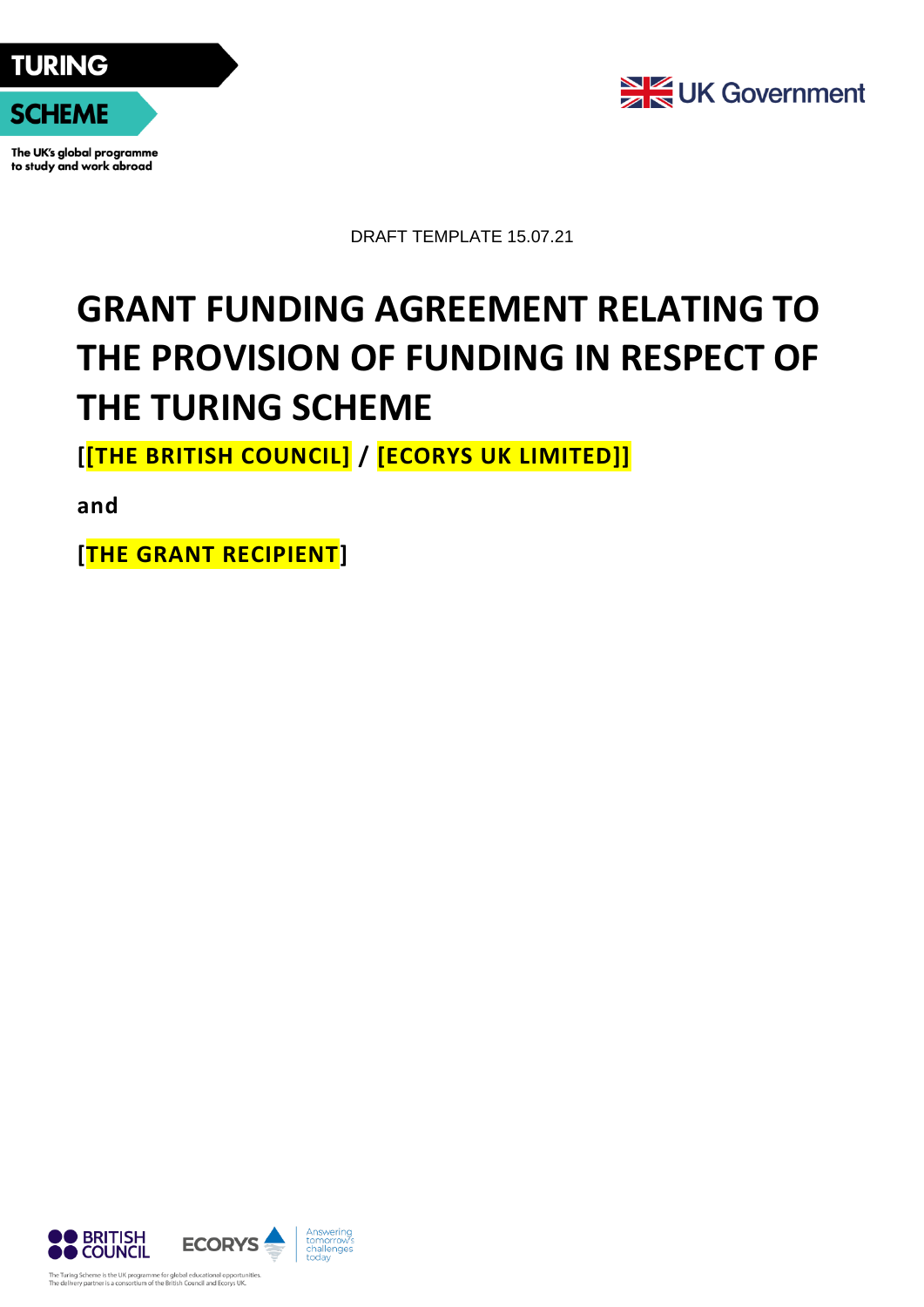TURING SCHEME

The UK's global programme to study and work abroad

UK Government

DRAFT TEMPLATE 15.07.21

# GRANT FUNDING AGREEMENT RELATING TO THE PROVISION OF FUNDING IN RESPECT OF THE TURING SCHEME

**[[THE BRITISH COUNCIL] / [ECORYS UK LIMITED]]**

**and**

**[THE GRANT RECIPIENT]**

BRITISH COUNCIL

ECORYS Answering tomorrow's challenges today

The Turing Scheme is the UK programme for global educational opportunities.
The delivery partner is a consortium of the British Council and Ecorys UK.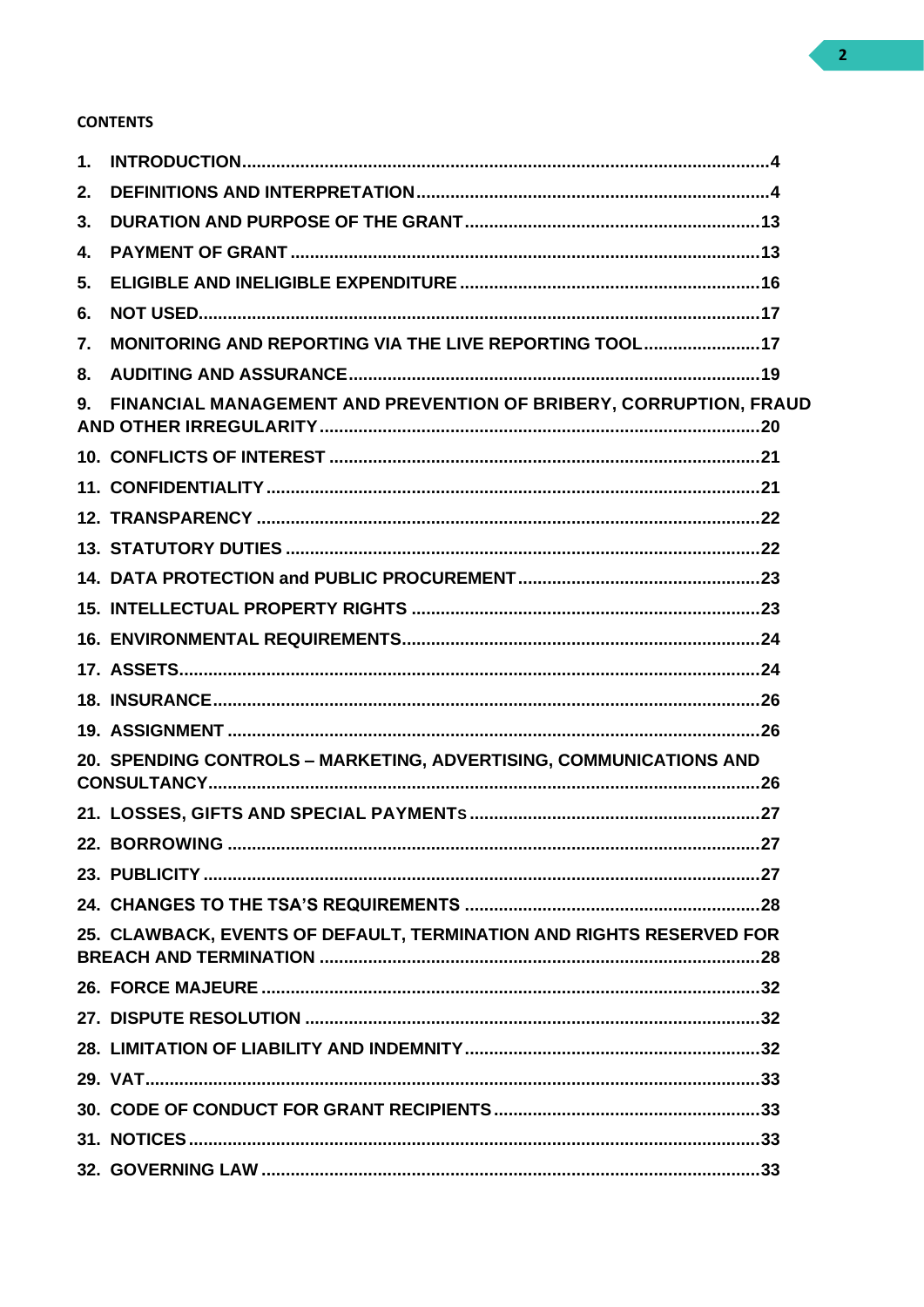**CONTENTS**

1. INTRODUCTION ....4
2. DEFINITIONS AND INTERPRETATION ....4
3. DURATION AND PURPOSE OF THE GRANT ....13
4. PAYMENT OF GRANT ....13
5. ELIGIBLE AND INELIGIBLE EXPENDITURE ....16
6. NOT USED ....17
7. MONITORING AND REPORTING VIA THE LIVE REPORTING TOOL ....17
8. AUDITING AND ASSURANCE ....19
9. FINANCIAL MANAGEMENT AND PREVENTION OF BRIBERY, CORRUPTION, FRAUD AND OTHER IRREGULARITY ....20
10. CONFLICTS OF INTEREST ....21
11. CONFIDENTIALITY ....21
12. TRANSPARENCY ....22
13. STATUTORY DUTIES ....22
14. DATA PROTECTION and PUBLIC PROCUREMENT ....23
15. INTELLECTUAL PROPERTY RIGHTS ....23
16. ENVIRONMENTAL REQUIREMENTS ....24
17. ASSETS ....24
18. INSURANCE ....26
19. ASSIGNMENT ....26
20. SPENDING CONTROLS – MARKETING, ADVERTISING, COMMUNICATIONS AND CONSULTANCY ....26
21. LOSSES, GIFTS AND SPECIAL PAYMENTS ....27
22. BORROWING ....27
23. PUBLICITY ....27
24. CHANGES TO THE TSA'S REQUIREMENTS ....28
25. CLAWBACK, EVENTS OF DEFAULT, TERMINATION AND RIGHTS RESERVED FOR BREACH AND TERMINATION ....28
26. FORCE MAJEURE ....32
27. DISPUTE RESOLUTION ....32
28. LIMITATION OF LIABILITY AND INDEMNITY ....32
29. VAT ....33
30. CODE OF CONDUCT FOR GRANT RECIPIENTS ....33
31. NOTICES ....33
32. GOVERNING LAW ....33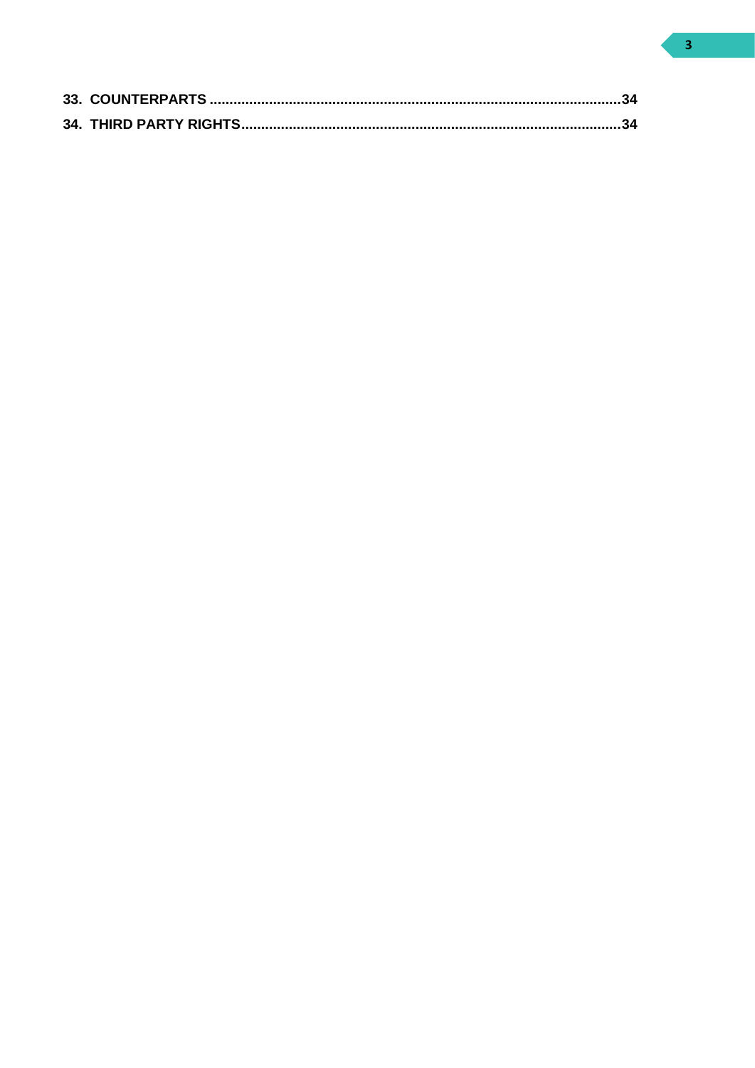33. COUNTERPARTS .......................................................................................................34

34. THIRD PARTY RIGHTS...............................................................................................34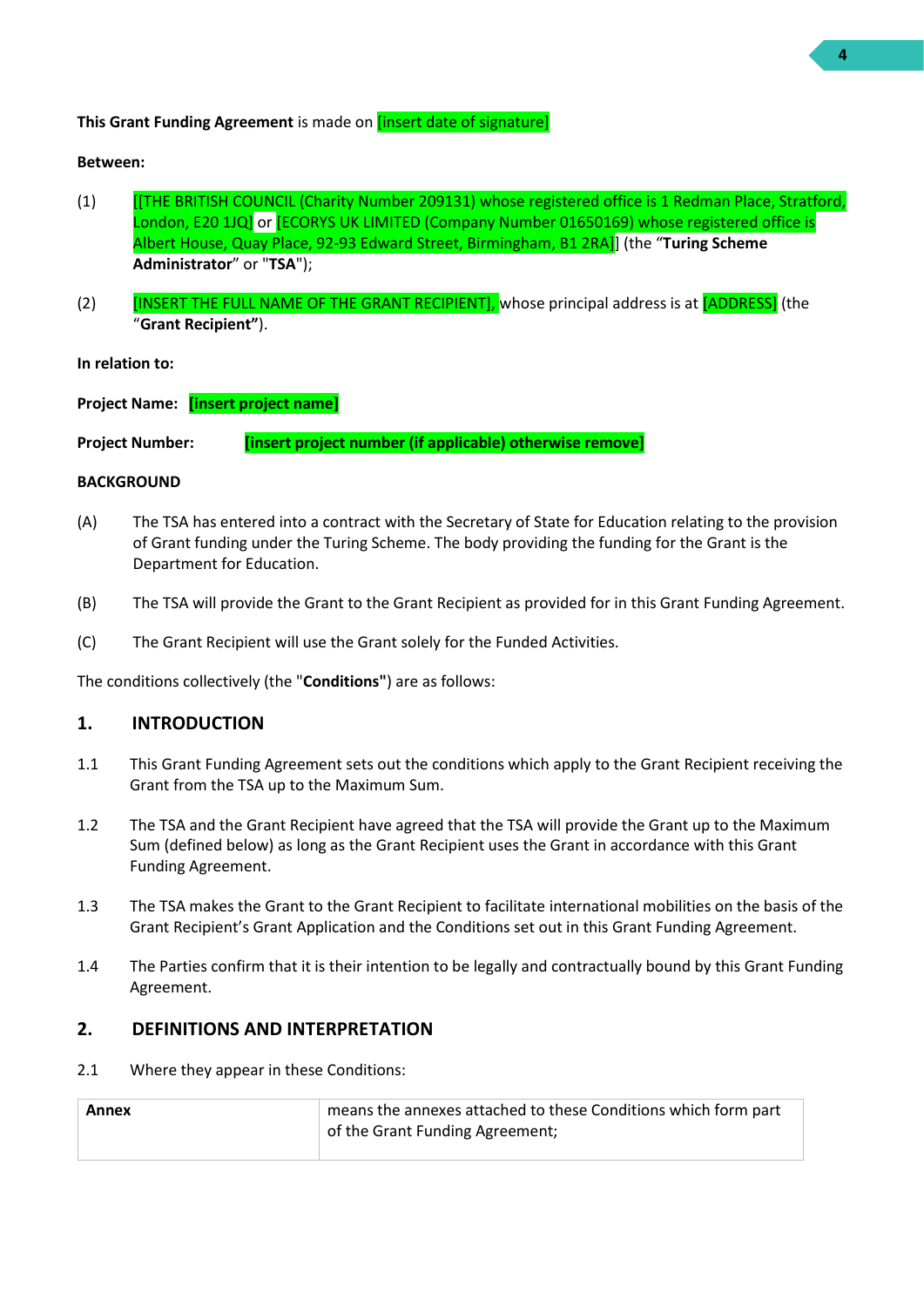**This Grant Funding Agreement** is made on [insert date of signature]

**Between:**

(1) [[THE BRITISH COUNCIL (Charity Number 209131) whose registered office is 1 Redman Place, Stratford, London, E20 1JQ] or [ECORYS UK LIMITED (Company Number 01650169) whose registered office is Albert House, Quay Place, 92-93 Edward Street, Birmingham, B1 2RA]] (the "**Turing Scheme Administrator**" or "**TSA**");

(2) [INSERT THE FULL NAME OF THE GRANT RECIPIENT], whose principal address is at [ADDRESS] (the "**Grant Recipient**").

**In relation to:**

**Project Name:** **[insert project name]**

**Project Number:** **[insert project number (if applicable) otherwise remove]**

**BACKGROUND**

(A) The TSA has entered into a contract with the Secretary of State for Education relating to the provision of Grant funding under the Turing Scheme. The body providing the funding for the Grant is the Department for Education.

(B) The TSA will provide the Grant to the Grant Recipient as provided for in this Grant Funding Agreement.

(C) The Grant Recipient will use the Grant solely for the Funded Activities.

The conditions collectively (the "**Conditions**") are as follows:

## 1. INTRODUCTION

1.1 This Grant Funding Agreement sets out the conditions which apply to the Grant Recipient receiving the Grant from the TSA up to the Maximum Sum.

1.2 The TSA and the Grant Recipient have agreed that the TSA will provide the Grant up to the Maximum Sum (defined below) as long as the Grant Recipient uses the Grant in accordance with this Grant Funding Agreement.

1.3 The TSA makes the Grant to the Grant Recipient to facilitate international mobilities on the basis of the Grant Recipient's Grant Application and the Conditions set out in this Grant Funding Agreement.

1.4 The Parties confirm that it is their intention to be legally and contractually bound by this Grant Funding Agreement.

## 2. DEFINITIONS AND INTERPRETATION

2.1 Where they appear in these Conditions:

| | |
|---|---|
| **Annex** | means the annexes attached to these Conditions which form part of the Grant Funding Agreement; |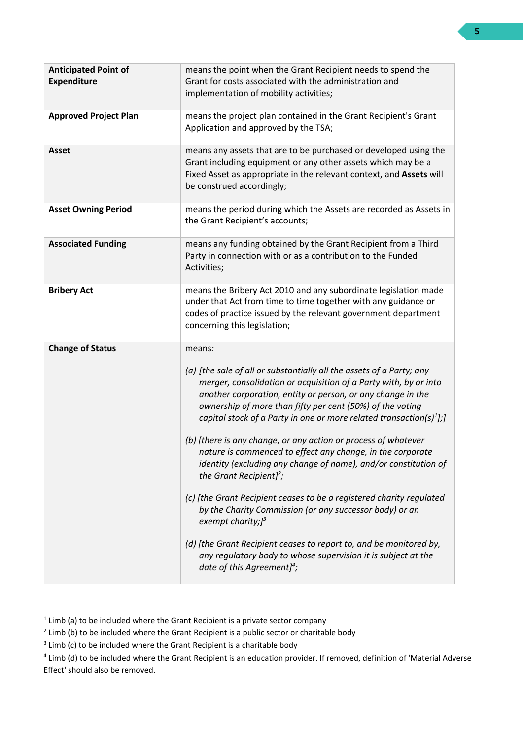| | |
|---|---|
| **Anticipated Point of Expenditure** | means the point when the Grant Recipient needs to spend the Grant for costs associated with the administration and implementation of mobility activities; |
| **Approved Project Plan** | means the project plan contained in the Grant Recipient's Grant Application and approved by the TSA; |
| **Asset** | means any assets that are to be purchased or developed using the Grant including equipment or any other assets which may be a Fixed Asset as appropriate in the relevant context, and **Assets** will be construed accordingly; |
| **Asset Owning Period** | means the period during which the Assets are recorded as Assets in the Grant Recipient's accounts; |
| **Associated Funding** | means any funding obtained by the Grant Recipient from a Third Party in connection with or as a contribution to the Funded Activities; |
| **Bribery Act** | means the Bribery Act 2010 and any subordinate legislation made under that Act from time to time together with any guidance or codes of practice issued by the relevant government department concerning this legislation; |
| **Change of Status** | means: <br><br>*(a) [the sale of all or substantially all the assets of a Party; any merger, consolidation or acquisition of a Party with, by or into another corporation, entity or person, or any change in the ownership of more than fifty per cent (50%) of the voting capital stock of a Party in one or more related transaction(s)[1]];]* <br><br>*(b) [there is any change, or any action or process of whatever nature is commenced to effect any change, in the corporate identity (excluding any change of name), and/or constitution of the Grant Recipient][2];* <br><br>*(c) [the Grant Recipient ceases to be a registered charity regulated by the Charity Commission (or any successor body) or an exempt charity;][3]* <br><br>*(d) [the Grant Recipient ceases to report to, and be monitored by, any regulatory body to whose supervision it is subject at the date of this Agreement][4];* |

[1] Limb (a) to be included where the Grant Recipient is a private sector company

[2] Limb (b) to be included where the Grant Recipient is a public sector or charitable body

[3] Limb (c) to be included where the Grant Recipient is a charitable body

[4] Limb (d) to be included where the Grant Recipient is an education provider. If removed, definition of 'Material Adverse Effect' should also be removed.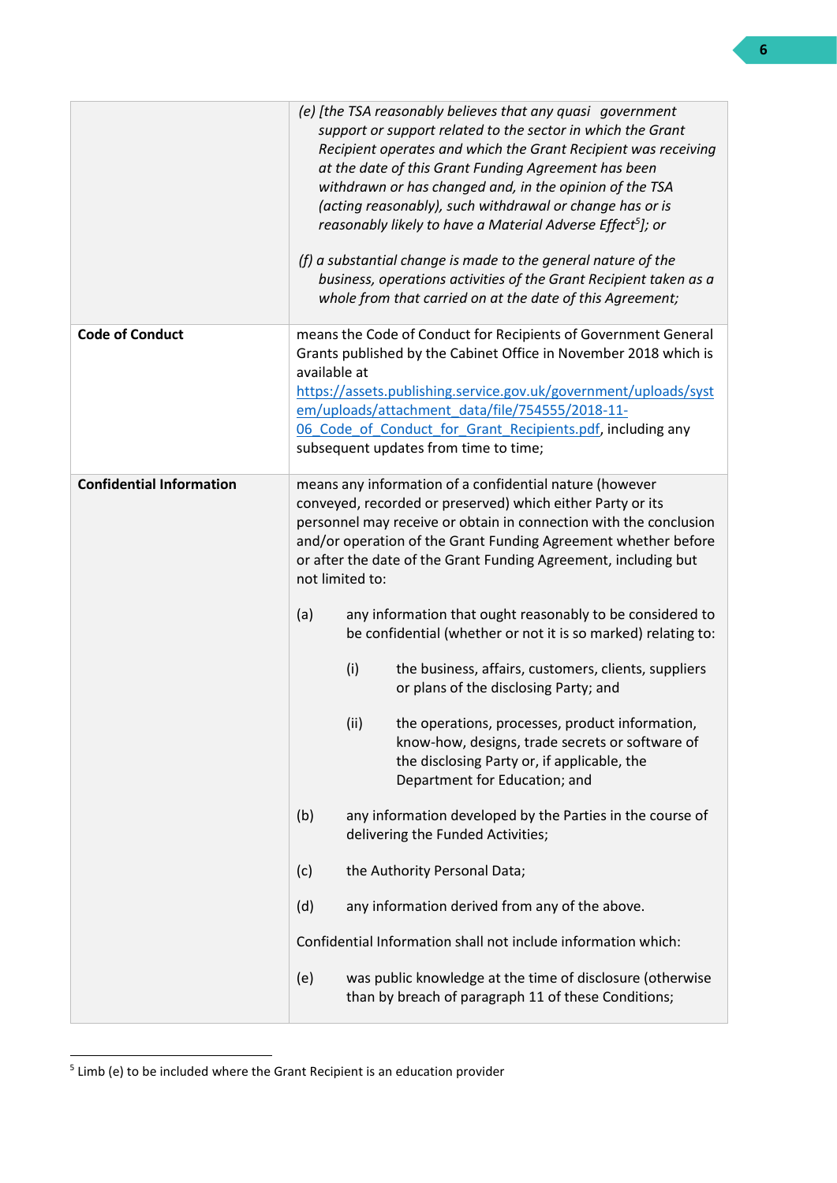| | |
|---|---|
| | *(e) [the TSA reasonably believes that any quasi government support or support related to the sector in which the Grant Recipient operates and which the Grant Recipient was receiving at the date of this Grant Funding Agreement has been withdrawn or has changed and, in the opinion of the TSA (acting reasonably), such withdrawal or change has or is reasonably likely to have a Material Adverse Effect[5]]; or*<br><br>*(f) a substantial change is made to the general nature of the business, operations activities of the Grant Recipient taken as a whole from that carried on at the date of this Agreement;* |
| **Code of Conduct** | means the Code of Conduct for Recipients of Government General Grants published by the Cabinet Office in November 2018 which is available at https://assets.publishing.service.gov.uk/government/uploads/system/uploads/attachment_data/file/754555/2018-11-06_Code_of_Conduct_for_Grant_Recipients.pdf, including any subsequent updates from time to time; |
| **Confidential Information** | means any information of a confidential nature (however conveyed, recorded or preserved) which either Party or its personnel may receive or obtain in connection with the conclusion and/or operation of the Grant Funding Agreement whether before or after the date of the Grant Funding Agreement, including but not limited to:<br><br>(a) any information that ought reasonably to be considered to be confidential (whether or not it is so marked) relating to:<br><br>(i) the business, affairs, customers, clients, suppliers or plans of the disclosing Party; and<br><br>(ii) the operations, processes, product information, know-how, designs, trade secrets or software of the disclosing Party or, if applicable, the Department for Education; and<br><br>(b) any information developed by the Parties in the course of delivering the Funded Activities;<br><br>(c) the Authority Personal Data;<br><br>(d) any information derived from any of the above.<br><br>Confidential Information shall not include information which:<br><br>(e) was public knowledge at the time of disclosure (otherwise than by breach of paragraph 11 of these Conditions; |

[5] Limb (e) to be included where the Grant Recipient is an education provider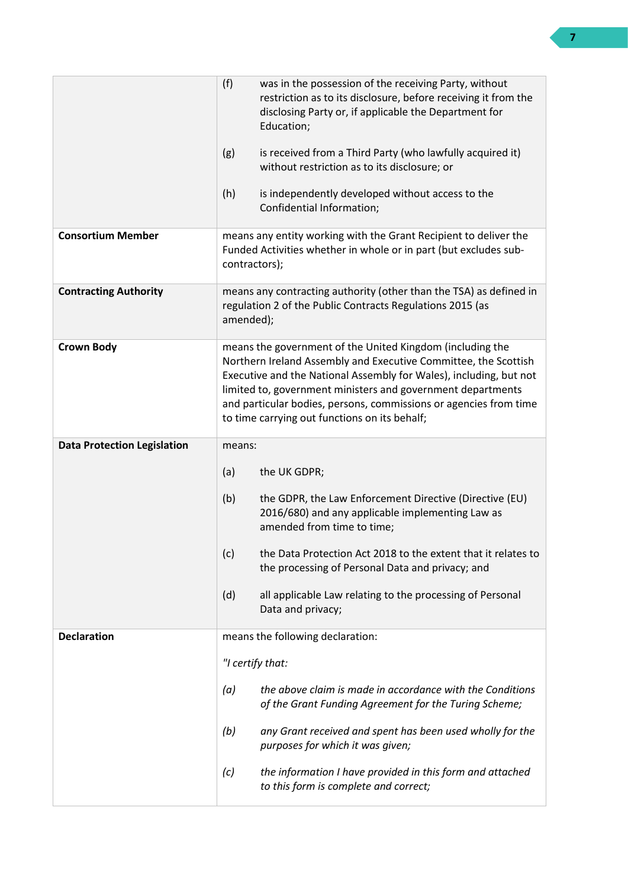| | |
|---|---|
| | (f) was in the possession of the receiving Party, without restriction as to its disclosure, before receiving it from the disclosing Party or, if applicable the Department for Education;<br><br>(g) is received from a Third Party (who lawfully acquired it) without restriction as to its disclosure; or<br><br>(h) is independently developed without access to the Confidential Information; |
| **Consortium Member** | means any entity working with the Grant Recipient to deliver the Funded Activities whether in whole or in part (but excludes sub-contractors); |
| **Contracting Authority** | means any contracting authority (other than the TSA) as defined in regulation 2 of the Public Contracts Regulations 2015 (as amended); |
| **Crown Body** | means the government of the United Kingdom (including the Northern Ireland Assembly and Executive Committee, the Scottish Executive and the National Assembly for Wales), including, but not limited to, government ministers and government departments and particular bodies, persons, commissions or agencies from time to time carrying out functions on its behalf; |
| **Data Protection Legislation** | means:<br><br>(a) the UK GDPR;<br><br>(b) the GDPR, the Law Enforcement Directive (Directive (EU) 2016/680) and any applicable implementing Law as amended from time to time;<br><br>(c) the Data Protection Act 2018 to the extent that it relates to the processing of Personal Data and privacy; and<br><br>(d) all applicable Law relating to the processing of Personal Data and privacy; |
| **Declaration** | means the following declaration:<br><br>*"I certify that:*<br><br>*(a) the above claim is made in accordance with the Conditions of the Grant Funding Agreement for the Turing Scheme;*<br><br>*(b) any Grant received and spent has been used wholly for the purposes for which it was given;*<br><br>*(c) the information I have provided in this form and attached to this form is complete and correct;* |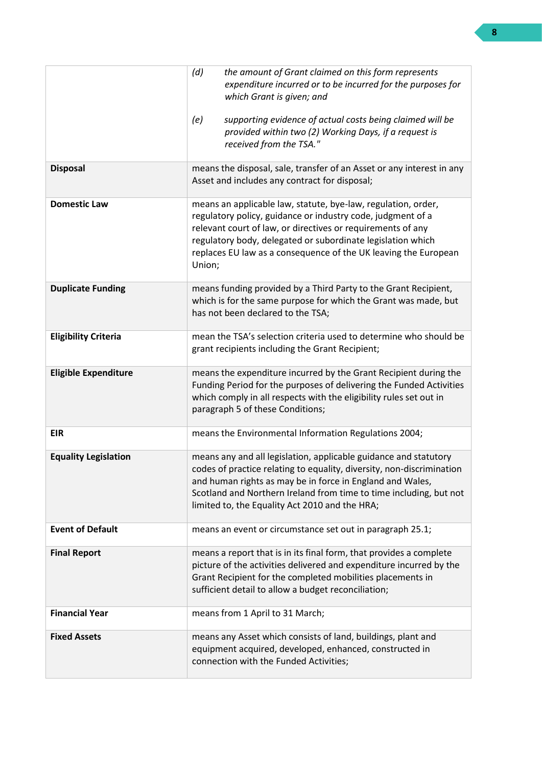| | |
|---|---|
| | *(d) the amount of Grant claimed on this form represents expenditure incurred or to be incurred for the purposes for which Grant is given; and*<br><br>*(e) supporting evidence of actual costs being claimed will be provided within two (2) Working Days, if a request is received from the TSA."* |
| **Disposal** | means the disposal, sale, transfer of an Asset or any interest in any Asset and includes any contract for disposal; |
| **Domestic Law** | means an applicable law, statute, bye-law, regulation, order, regulatory policy, guidance or industry code, judgment of a relevant court of law, or directives or requirements of any regulatory body, delegated or subordinate legislation which replaces EU law as a consequence of the UK leaving the European Union; |
| **Duplicate Funding** | means funding provided by a Third Party to the Grant Recipient, which is for the same purpose for which the Grant was made, but has not been declared to the TSA; |
| **Eligibility Criteria** | mean the TSA's selection criteria used to determine who should be grant recipients including the Grant Recipient; |
| **Eligible Expenditure** | means the expenditure incurred by the Grant Recipient during the Funding Period for the purposes of delivering the Funded Activities which comply in all respects with the eligibility rules set out in paragraph 5 of these Conditions; |
| **EIR** | means the Environmental Information Regulations 2004; |
| **Equality Legislation** | means any and all legislation, applicable guidance and statutory codes of practice relating to equality, diversity, non-discrimination and human rights as may be in force in England and Wales, Scotland and Northern Ireland from time to time including, but not limited to, the Equality Act 2010 and the HRA; |
| **Event of Default** | means an event or circumstance set out in paragraph 25.1; |
| **Final Report** | means a report that is in its final form, that provides a complete picture of the activities delivered and expenditure incurred by the Grant Recipient for the completed mobilities placements in sufficient detail to allow a budget reconciliation; |
| **Financial Year** | means from 1 April to 31 March; |
| **Fixed Assets** | means any Asset which consists of land, buildings, plant and equipment acquired, developed, enhanced, constructed in connection with the Funded Activities; |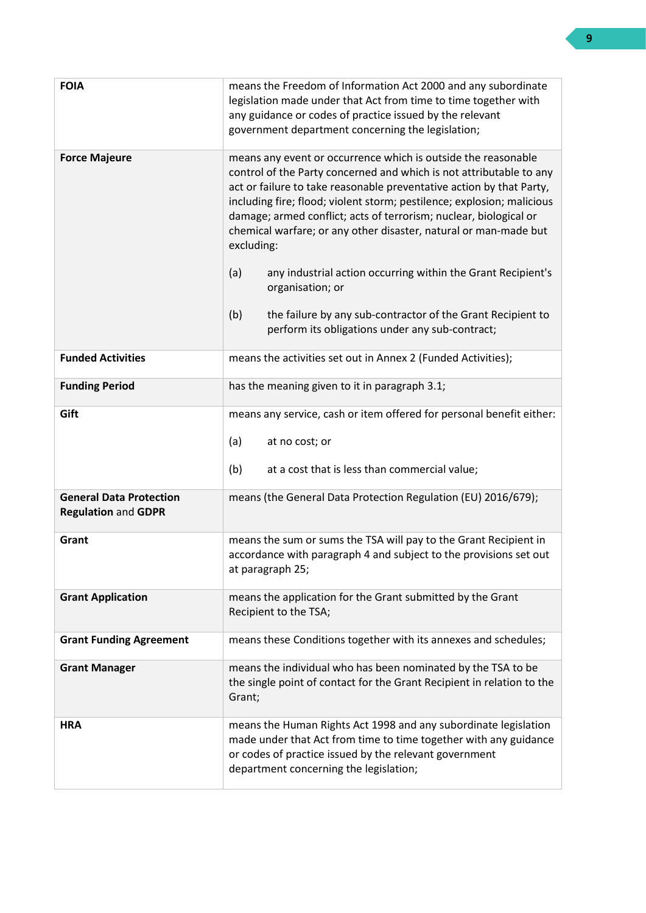| | |
|---|---|
| **FOIA** | means the Freedom of Information Act 2000 and any subordinate legislation made under that Act from time to time together with any guidance or codes of practice issued by the relevant government department concerning the legislation; |
| **Force Majeure** | means any event or occurrence which is outside the reasonable control of the Party concerned and which is not attributable to any act or failure to take reasonable preventative action by that Party, including fire; flood; violent storm; pestilence; explosion; malicious damage; armed conflict; acts of terrorism; nuclear, biological or chemical warfare; or any other disaster, natural or man-made but excluding:<br><br>(a) any industrial action occurring within the Grant Recipient's organisation; or<br><br>(b) the failure by any sub-contractor of the Grant Recipient to perform its obligations under any sub-contract; |
| **Funded Activities** | means the activities set out in Annex 2 (Funded Activities); |
| **Funding Period** | has the meaning given to it in paragraph 3.1; |
| **Gift** | means any service, cash or item offered for personal benefit either:<br><br>(a) at no cost; or<br><br>(b) at a cost that is less than commercial value; |
| **General Data Protection Regulation** and **GDPR** | means (the General Data Protection Regulation (EU) 2016/679); |
| **Grant** | means the sum or sums the TSA will pay to the Grant Recipient in accordance with paragraph 4 and subject to the provisions set out at paragraph 25; |
| **Grant Application** | means the application for the Grant submitted by the Grant Recipient to the TSA; |
| **Grant Funding Agreement** | means these Conditions together with its annexes and schedules; |
| **Grant Manager** | means the individual who has been nominated by the TSA to be the single point of contact for the Grant Recipient in relation to the Grant; |
| **HRA** | means the Human Rights Act 1998 and any subordinate legislation made under that Act from time to time together with any guidance or codes of practice issued by the relevant government department concerning the legislation; |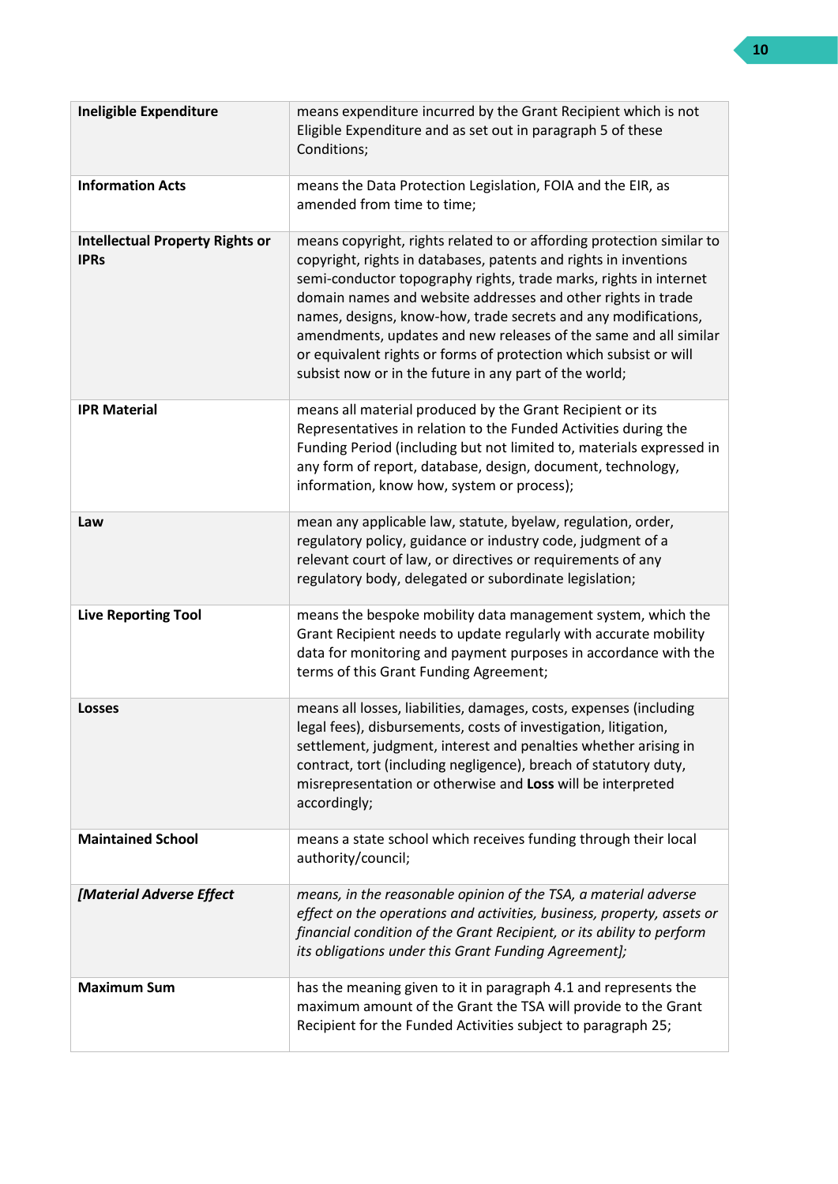| | |
|---|---|
| **Ineligible Expenditure** | means expenditure incurred by the Grant Recipient which is not Eligible Expenditure and as set out in paragraph 5 of these Conditions; |
| **Information Acts** | means the Data Protection Legislation, FOIA and the EIR, as amended from time to time; |
| **Intellectual Property Rights or IPRs** | means copyright, rights related to or affording protection similar to copyright, rights in databases, patents and rights in inventions semi-conductor topography rights, trade marks, rights in internet domain names and website addresses and other rights in trade names, designs, know-how, trade secrets and any modifications, amendments, updates and new releases of the same and all similar or equivalent rights or forms of protection which subsist or will subsist now or in the future in any part of the world; |
| **IPR Material** | means all material produced by the Grant Recipient or its Representatives in relation to the Funded Activities during the Funding Period (including but not limited to, materials expressed in any form of report, database, design, document, technology, information, know how, system or process); |
| **Law** | mean any applicable law, statute, byelaw, regulation, order, regulatory policy, guidance or industry code, judgment of a relevant court of law, or directives or requirements of any regulatory body, delegated or subordinate legislation; |
| **Live Reporting Tool** | means the bespoke mobility data management system, which the Grant Recipient needs to update regularly with accurate mobility data for monitoring and payment purposes in accordance with the terms of this Grant Funding Agreement; |
| **Losses** | means all losses, liabilities, damages, costs, expenses (including legal fees), disbursements, costs of investigation, litigation, settlement, judgment, interest and penalties whether arising in contract, tort (including negligence), breach of statutory duty, misrepresentation or otherwise and **Loss** will be interpreted accordingly; |
| **Maintained School** | means a state school which receives funding through their local authority/council; |
| ***[Material Adverse Effect*** | *means, in the reasonable opinion of the TSA, a material adverse effect on the operations and activities, business, property, assets or financial condition of the Grant Recipient, or its ability to perform its obligations under this Grant Funding Agreement];* |
| **Maximum Sum** | has the meaning given to it in paragraph 4.1 and represents the maximum amount of the Grant the TSA will provide to the Grant Recipient for the Funded Activities subject to paragraph 25; |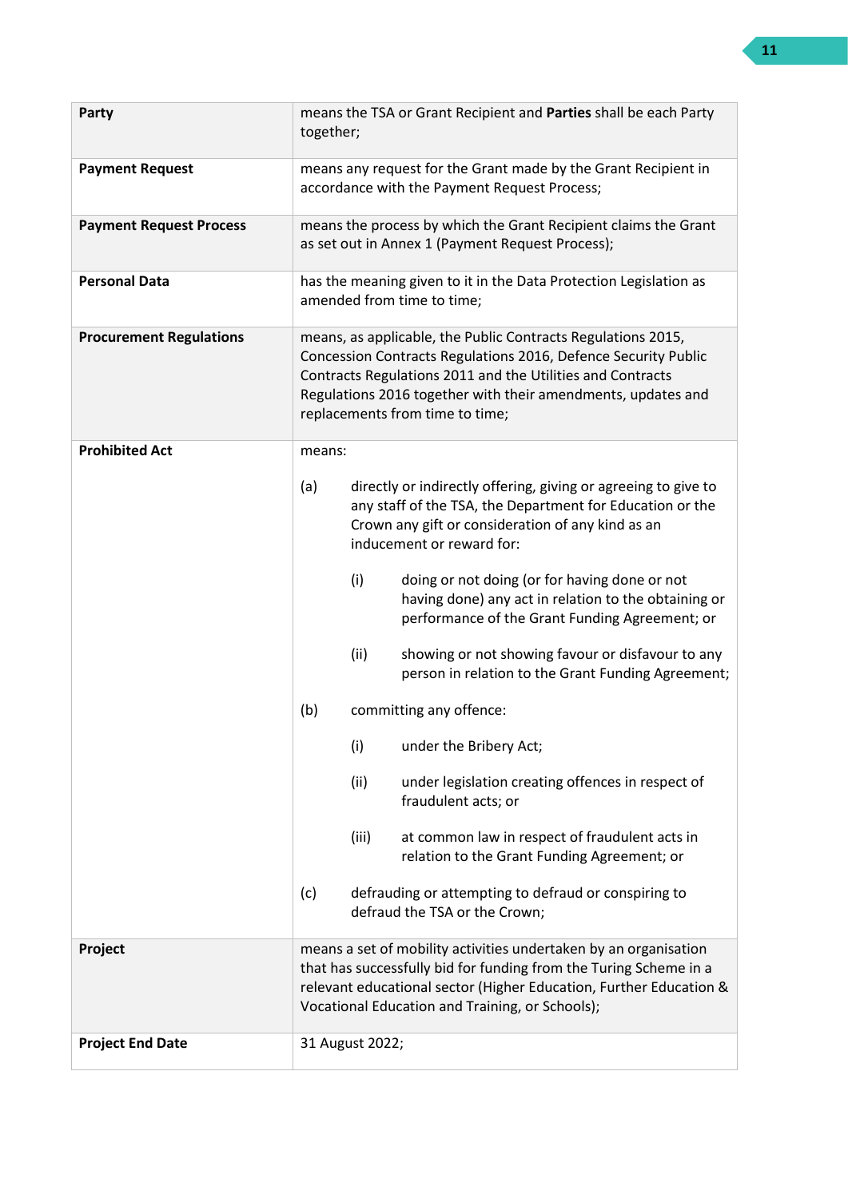| | |
|---|---|
| **Party** | means the TSA or Grant Recipient and **Parties** shall be each Party together; |
| **Payment Request** | means any request for the Grant made by the Grant Recipient in accordance with the Payment Request Process; |
| **Payment Request Process** | means the process by which the Grant Recipient claims the Grant as set out in Annex 1 (Payment Request Process); |
| **Personal Data** | has the meaning given to it in the Data Protection Legislation as amended from time to time; |
| **Procurement Regulations** | means, as applicable, the Public Contracts Regulations 2015, Concession Contracts Regulations 2016, Defence Security Public Contracts Regulations 2011 and the Utilities and Contracts Regulations 2016 together with their amendments, updates and replacements from time to time; |
| **Prohibited Act** | means:<br><br>(a) directly or indirectly offering, giving or agreeing to give to any staff of the TSA, the Department for Education or the Crown any gift or consideration of any kind as an inducement or reward for:<br><br>(i) doing or not doing (or for having done or not having done) any act in relation to the obtaining or performance of the Grant Funding Agreement; or<br><br>(ii) showing or not showing favour or disfavour to any person in relation to the Grant Funding Agreement;<br><br>(b) committing any offence:<br><br>(i) under the Bribery Act;<br><br>(ii) under legislation creating offences in respect of fraudulent acts; or<br><br>(iii) at common law in respect of fraudulent acts in relation to the Grant Funding Agreement; or<br><br>(c) defrauding or attempting to defraud or conspiring to defraud the TSA or the Crown; |
| **Project** | means a set of mobility activities undertaken by an organisation that has successfully bid for funding from the Turing Scheme in a relevant educational sector (Higher Education, Further Education & Vocational Education and Training, or Schools); |
| **Project End Date** | 31 August 2022; |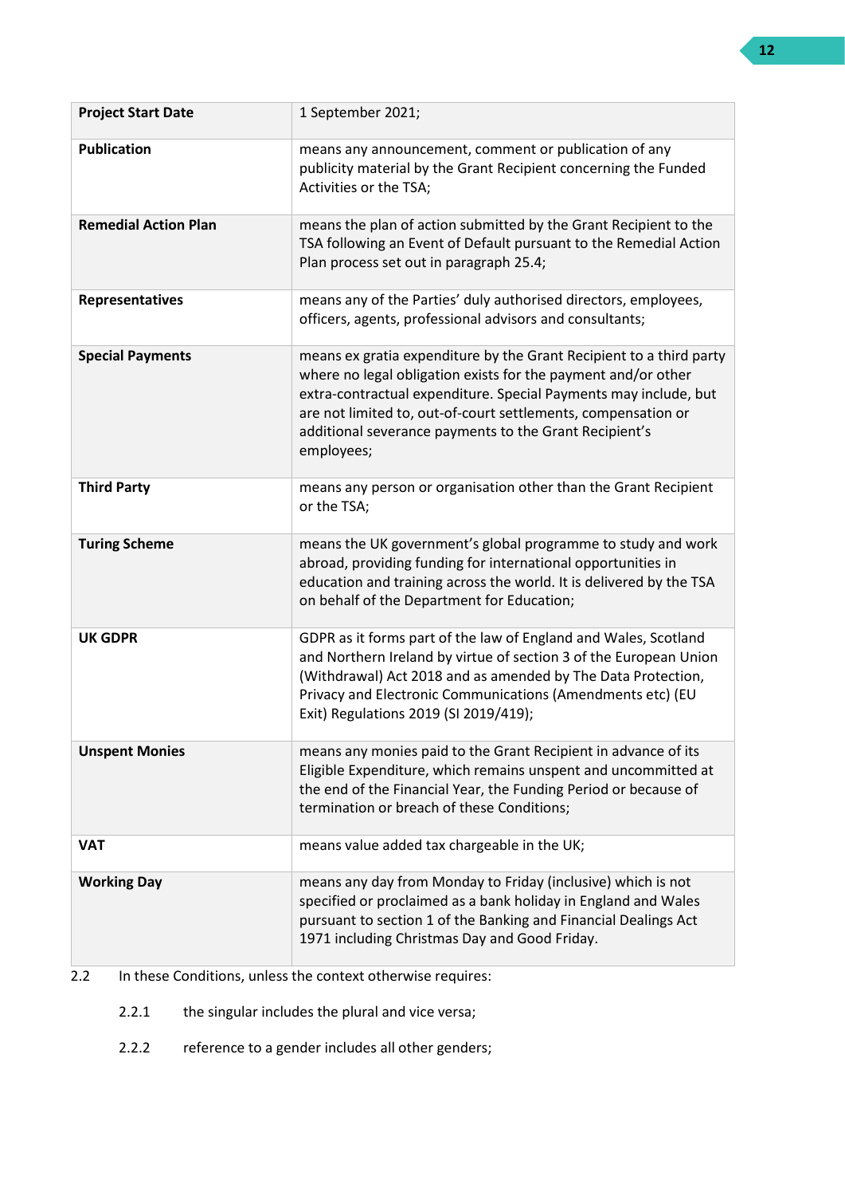| | |
|---|---|
| **Project Start Date** | 1 September 2021; |
| **Publication** | means any announcement, comment or publication of any publicity material by the Grant Recipient concerning the Funded Activities or the TSA; |
| **Remedial Action Plan** | means the plan of action submitted by the Grant Recipient to the TSA following an Event of Default pursuant to the Remedial Action Plan process set out in paragraph 25.4; |
| **Representatives** | means any of the Parties' duly authorised directors, employees, officers, agents, professional advisors and consultants; |
| **Special Payments** | means ex gratia expenditure by the Grant Recipient to a third party where no legal obligation exists for the payment and/or other extra-contractual expenditure. Special Payments may include, but are not limited to, out-of-court settlements, compensation or additional severance payments to the Grant Recipient's employees; |
| **Third Party** | means any person or organisation other than the Grant Recipient or the TSA; |
| **Turing Scheme** | means the UK government's global programme to study and work abroad, providing funding for international opportunities in education and training across the world. It is delivered by the TSA on behalf of the Department for Education; |
| **UK GDPR** | GDPR as it forms part of the law of England and Wales, Scotland and Northern Ireland by virtue of section 3 of the European Union (Withdrawal) Act 2018 and as amended by The Data Protection, Privacy and Electronic Communications (Amendments etc) (EU Exit) Regulations 2019 (SI 2019/419); |
| **Unspent Monies** | means any monies paid to the Grant Recipient in advance of its Eligible Expenditure, which remains unspent and uncommitted at the end of the Financial Year, the Funding Period or because of termination or breach of these Conditions; |
| **VAT** | means value added tax chargeable in the UK; |
| **Working Day** | means any day from Monday to Friday (inclusive) which is not specified or proclaimed as a bank holiday in England and Wales pursuant to section 1 of the Banking and Financial Dealings Act 1971 including Christmas Day and Good Friday. |

2.2 In these Conditions, unless the context otherwise requires:

2.2.1 the singular includes the plural and vice versa;

2.2.2 reference to a gender includes all other genders;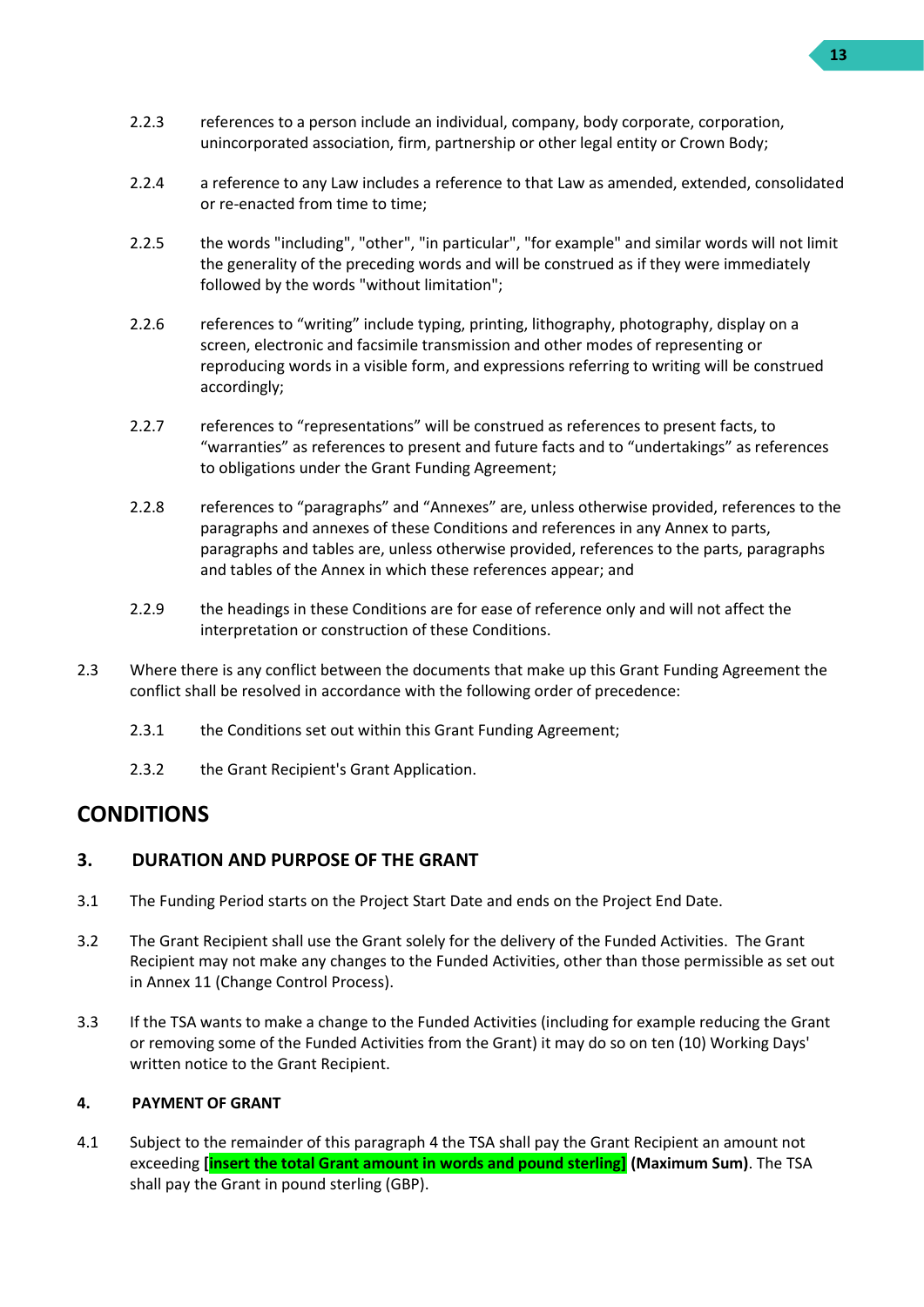2.2.3 references to a person include an individual, company, body corporate, corporation, unincorporated association, firm, partnership or other legal entity or Crown Body;

2.2.4 a reference to any Law includes a reference to that Law as amended, extended, consolidated or re-enacted from time to time;

2.2.5 the words "including", "other", "in particular", "for example" and similar words will not limit the generality of the preceding words and will be construed as if they were immediately followed by the words "without limitation";

2.2.6 references to "writing" include typing, printing, lithography, photography, display on a screen, electronic and facsimile transmission and other modes of representing or reproducing words in a visible form, and expressions referring to writing will be construed accordingly;

2.2.7 references to "representations" will be construed as references to present facts, to "warranties" as references to present and future facts and to "undertakings" as references to obligations under the Grant Funding Agreement;

2.2.8 references to "paragraphs" and "Annexes" are, unless otherwise provided, references to the paragraphs and annexes of these Conditions and references in any Annex to parts, paragraphs and tables are, unless otherwise provided, references to the parts, paragraphs and tables of the Annex in which these references appear; and

2.2.9 the headings in these Conditions are for ease of reference only and will not affect the interpretation or construction of these Conditions.

2.3 Where there is any conflict between the documents that make up this Grant Funding Agreement the conflict shall be resolved in accordance with the following order of precedence:

2.3.1 the Conditions set out within this Grant Funding Agreement;

2.3.2 the Grant Recipient's Grant Application.

# CONDITIONS

## 3. DURATION AND PURPOSE OF THE GRANT

3.1 The Funding Period starts on the Project Start Date and ends on the Project End Date.

3.2 The Grant Recipient shall use the Grant solely for the delivery of the Funded Activities. The Grant Recipient may not make any changes to the Funded Activities, other than those permissible as set out in Annex 11 (Change Control Process).

3.3 If the TSA wants to make a change to the Funded Activities (including for example reducing the Grant or removing some of the Funded Activities from the Grant) it may do so on ten (10) Working Days' written notice to the Grant Recipient.

### 4. PAYMENT OF GRANT

4.1 Subject to the remainder of this paragraph 4 the TSA shall pay the Grant Recipient an amount not exceeding **[insert the total Grant amount in words and pound sterling]** **(Maximum Sum)**. The TSA shall pay the Grant in pound sterling (GBP).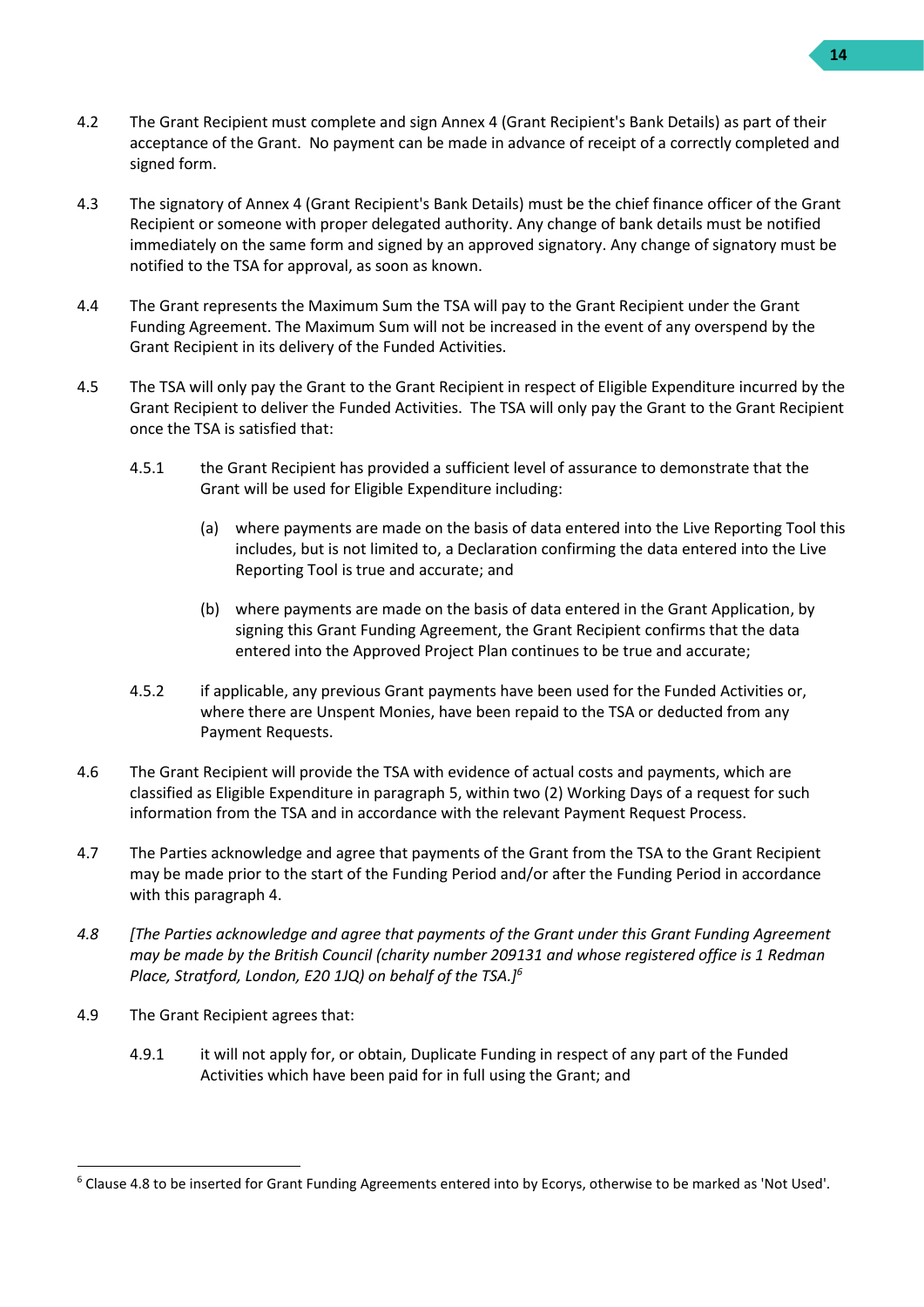4.2 The Grant Recipient must complete and sign Annex 4 (Grant Recipient's Bank Details) as part of their acceptance of the Grant. No payment can be made in advance of receipt of a correctly completed and signed form.

4.3 The signatory of Annex 4 (Grant Recipient's Bank Details) must be the chief finance officer of the Grant Recipient or someone with proper delegated authority. Any change of bank details must be notified immediately on the same form and signed by an approved signatory. Any change of signatory must be notified to the TSA for approval, as soon as known.

4.4 The Grant represents the Maximum Sum the TSA will pay to the Grant Recipient under the Grant Funding Agreement. The Maximum Sum will not be increased in the event of any overspend by the Grant Recipient in its delivery of the Funded Activities.

4.5 The TSA will only pay the Grant to the Grant Recipient in respect of Eligible Expenditure incurred by the Grant Recipient to deliver the Funded Activities. The TSA will only pay the Grant to the Grant Recipient once the TSA is satisfied that:

4.5.1 the Grant Recipient has provided a sufficient level of assurance to demonstrate that the Grant will be used for Eligible Expenditure including:

(a) where payments are made on the basis of data entered into the Live Reporting Tool this includes, but is not limited to, a Declaration confirming the data entered into the Live Reporting Tool is true and accurate; and

(b) where payments are made on the basis of data entered in the Grant Application, by signing this Grant Funding Agreement, the Grant Recipient confirms that the data entered into the Approved Project Plan continues to be true and accurate;

4.5.2 if applicable, any previous Grant payments have been used for the Funded Activities or, where there are Unspent Monies, have been repaid to the TSA or deducted from any Payment Requests.

4.6 The Grant Recipient will provide the TSA with evidence of actual costs and payments, which are classified as Eligible Expenditure in paragraph 5, within two (2) Working Days of a request for such information from the TSA and in accordance with the relevant Payment Request Process.

4.7 The Parties acknowledge and agree that payments of the Grant from the TSA to the Grant Recipient may be made prior to the start of the Funding Period and/or after the Funding Period in accordance with this paragraph 4.

*4.8 [The Parties acknowledge and agree that payments of the Grant under this Grant Funding Agreement may be made by the British Council (charity number 209131 and whose registered office is 1 Redman Place, Stratford, London, E20 1JQ) on behalf of the TSA.]*[6]

4.9 The Grant Recipient agrees that:

4.9.1 it will not apply for, or obtain, Duplicate Funding in respect of any part of the Funded Activities which have been paid for in full using the Grant; and

---

[6] Clause 4.8 to be inserted for Grant Funding Agreements entered into by Ecorys, otherwise to be marked as 'Not Used'.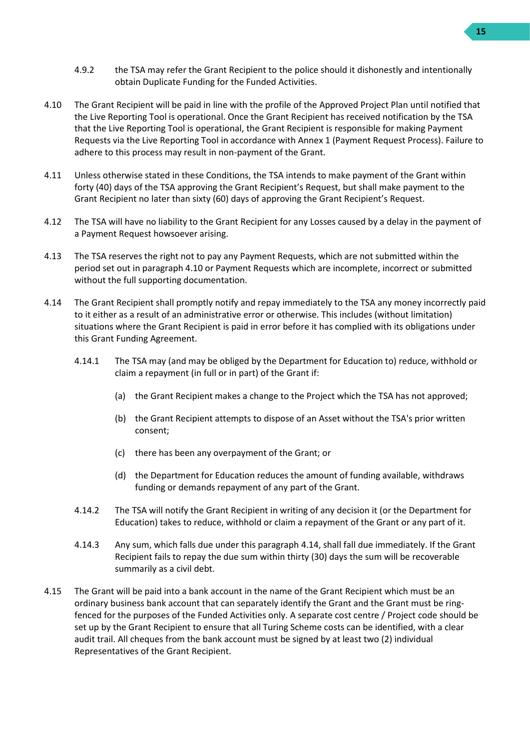4.9.2 the TSA may refer the Grant Recipient to the police should it dishonestly and intentionally obtain Duplicate Funding for the Funded Activities.

4.10 The Grant Recipient will be paid in line with the profile of the Approved Project Plan until notified that the Live Reporting Tool is operational. Once the Grant Recipient has received notification by the TSA that the Live Reporting Tool is operational, the Grant Recipient is responsible for making Payment Requests via the Live Reporting Tool in accordance with Annex 1 (Payment Request Process). Failure to adhere to this process may result in non-payment of the Grant.

4.11 Unless otherwise stated in these Conditions, the TSA intends to make payment of the Grant within forty (40) days of the TSA approving the Grant Recipient's Request, but shall make payment to the Grant Recipient no later than sixty (60) days of approving the Grant Recipient's Request.

4.12 The TSA will have no liability to the Grant Recipient for any Losses caused by a delay in the payment of a Payment Request howsoever arising.

4.13 The TSA reserves the right not to pay any Payment Requests, which are not submitted within the period set out in paragraph 4.10 or Payment Requests which are incomplete, incorrect or submitted without the full supporting documentation.

4.14 The Grant Recipient shall promptly notify and repay immediately to the TSA any money incorrectly paid to it either as a result of an administrative error or otherwise. This includes (without limitation) situations where the Grant Recipient is paid in error before it has complied with its obligations under this Grant Funding Agreement.

4.14.1 The TSA may (and may be obliged by the Department for Education to) reduce, withhold or claim a repayment (in full or in part) of the Grant if:

(a) the Grant Recipient makes a change to the Project which the TSA has not approved;

(b) the Grant Recipient attempts to dispose of an Asset without the TSA's prior written consent;

(c) there has been any overpayment of the Grant; or

(d) the Department for Education reduces the amount of funding available, withdraws funding or demands repayment of any part of the Grant.

4.14.2 The TSA will notify the Grant Recipient in writing of any decision it (or the Department for Education) takes to reduce, withhold or claim a repayment of the Grant or any part of it.

4.14.3 Any sum, which falls due under this paragraph 4.14, shall fall due immediately. If the Grant Recipient fails to repay the due sum within thirty (30) days the sum will be recoverable summarily as a civil debt.

4.15 The Grant will be paid into a bank account in the name of the Grant Recipient which must be an ordinary business bank account that can separately identify the Grant and the Grant must be ring-fenced for the purposes of the Funded Activities only. A separate cost centre / Project code should be set up by the Grant Recipient to ensure that all Turing Scheme costs can be identified, with a clear audit trail. All cheques from the bank account must be signed by at least two (2) individual Representatives of the Grant Recipient.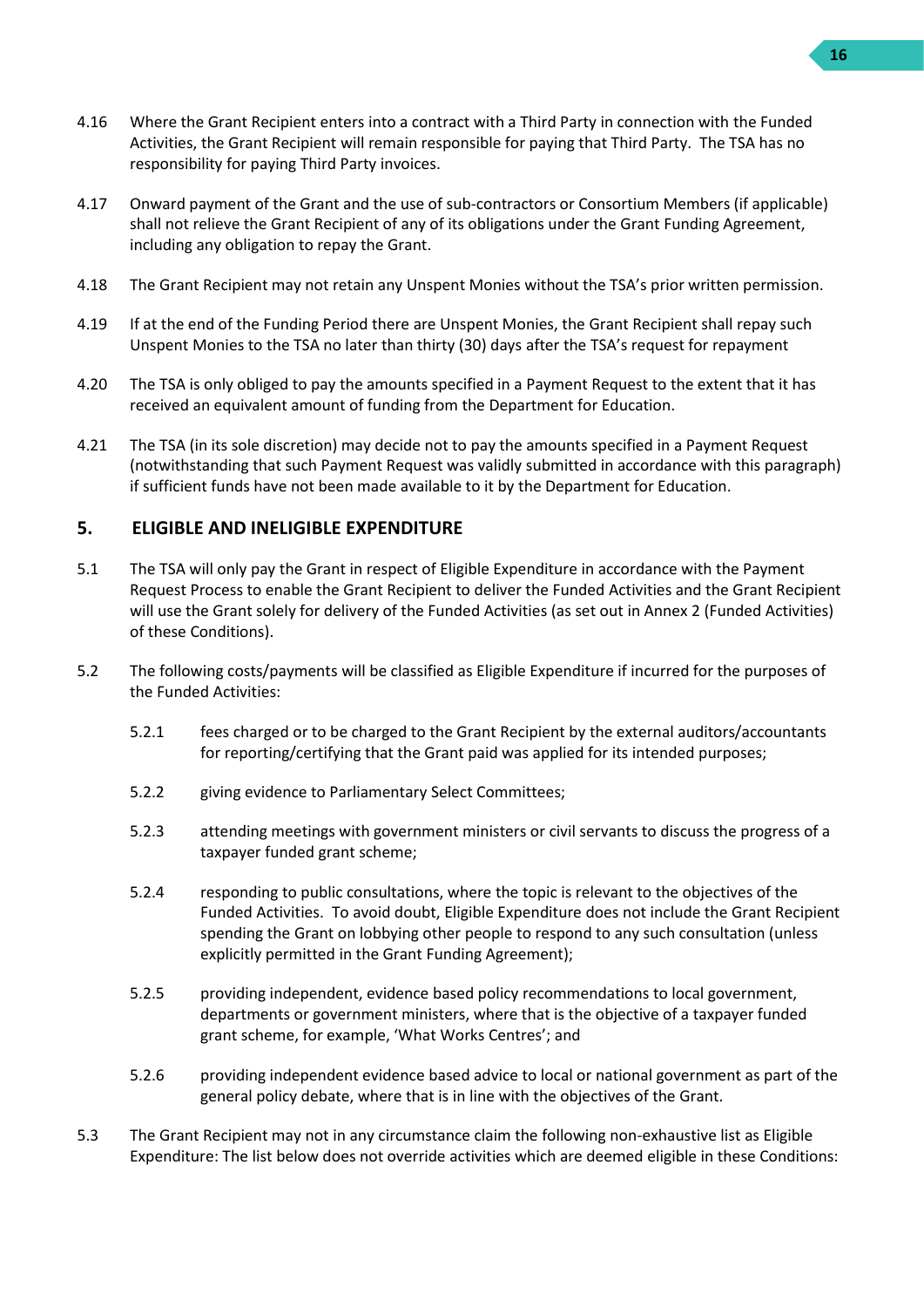4.16 Where the Grant Recipient enters into a contract with a Third Party in connection with the Funded Activities, the Grant Recipient will remain responsible for paying that Third Party. The TSA has no responsibility for paying Third Party invoices.

4.17 Onward payment of the Grant and the use of sub-contractors or Consortium Members (if applicable) shall not relieve the Grant Recipient of any of its obligations under the Grant Funding Agreement, including any obligation to repay the Grant.

4.18 The Grant Recipient may not retain any Unspent Monies without the TSA's prior written permission.

4.19 If at the end of the Funding Period there are Unspent Monies, the Grant Recipient shall repay such Unspent Monies to the TSA no later than thirty (30) days after the TSA's request for repayment

4.20 The TSA is only obliged to pay the amounts specified in a Payment Request to the extent that it has received an equivalent amount of funding from the Department for Education.

4.21 The TSA (in its sole discretion) may decide not to pay the amounts specified in a Payment Request (notwithstanding that such Payment Request was validly submitted in accordance with this paragraph) if sufficient funds have not been made available to it by the Department for Education.

## 5. ELIGIBLE AND INELIGIBLE EXPENDITURE

5.1 The TSA will only pay the Grant in respect of Eligible Expenditure in accordance with the Payment Request Process to enable the Grant Recipient to deliver the Funded Activities and the Grant Recipient will use the Grant solely for delivery of the Funded Activities (as set out in Annex 2 (Funded Activities) of these Conditions).

5.2 The following costs/payments will be classified as Eligible Expenditure if incurred for the purposes of the Funded Activities:

5.2.1 fees charged or to be charged to the Grant Recipient by the external auditors/accountants for reporting/certifying that the Grant paid was applied for its intended purposes;

5.2.2 giving evidence to Parliamentary Select Committees;

5.2.3 attending meetings with government ministers or civil servants to discuss the progress of a taxpayer funded grant scheme;

5.2.4 responding to public consultations, where the topic is relevant to the objectives of the Funded Activities. To avoid doubt, Eligible Expenditure does not include the Grant Recipient spending the Grant on lobbying other people to respond to any such consultation (unless explicitly permitted in the Grant Funding Agreement);

5.2.5 providing independent, evidence based policy recommendations to local government, departments or government ministers, where that is the objective of a taxpayer funded grant scheme, for example, 'What Works Centres'; and

5.2.6 providing independent evidence based advice to local or national government as part of the general policy debate, where that is in line with the objectives of the Grant.

5.3 The Grant Recipient may not in any circumstance claim the following non-exhaustive list as Eligible Expenditure: The list below does not override activities which are deemed eligible in these Conditions: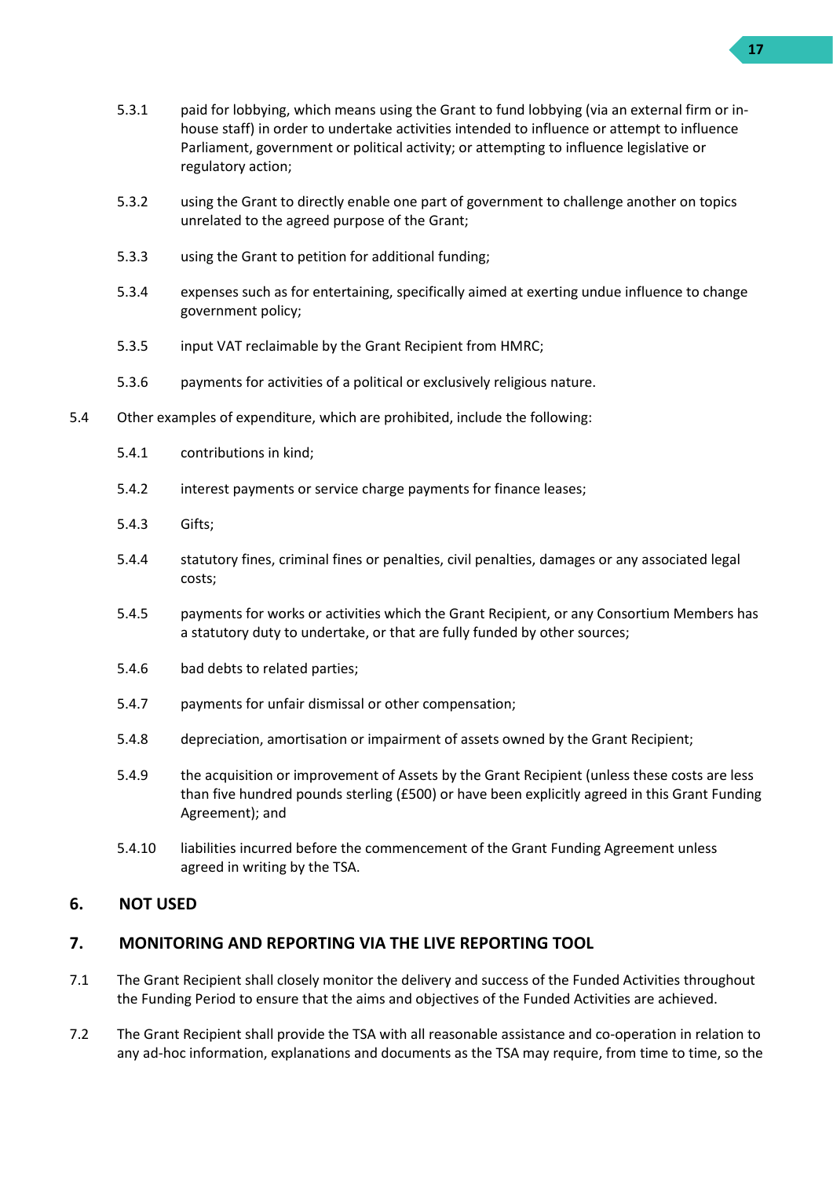5.3.1 paid for lobbying, which means using the Grant to fund lobbying (via an external firm or in-house staff) in order to undertake activities intended to influence or attempt to influence Parliament, government or political activity; or attempting to influence legislative or regulatory action;

5.3.2 using the Grant to directly enable one part of government to challenge another on topics unrelated to the agreed purpose of the Grant;

5.3.3 using the Grant to petition for additional funding;

5.3.4 expenses such as for entertaining, specifically aimed at exerting undue influence to change government policy;

5.3.5 input VAT reclaimable by the Grant Recipient from HMRC;

5.3.6 payments for activities of a political or exclusively religious nature.

5.4 Other examples of expenditure, which are prohibited, include the following:

5.4.1 contributions in kind;

5.4.2 interest payments or service charge payments for finance leases;

5.4.3 Gifts;

5.4.4 statutory fines, criminal fines or penalties, civil penalties, damages or any associated legal costs;

5.4.5 payments for works or activities which the Grant Recipient, or any Consortium Members has a statutory duty to undertake, or that are fully funded by other sources;

5.4.6 bad debts to related parties;

5.4.7 payments for unfair dismissal or other compensation;

5.4.8 depreciation, amortisation or impairment of assets owned by the Grant Recipient;

5.4.9 the acquisition or improvement of Assets by the Grant Recipient (unless these costs are less than five hundred pounds sterling (£500) or have been explicitly agreed in this Grant Funding Agreement); and

5.4.10 liabilities incurred before the commencement of the Grant Funding Agreement unless agreed in writing by the TSA.

## 6. NOT USED

## 7. MONITORING AND REPORTING VIA THE LIVE REPORTING TOOL

7.1 The Grant Recipient shall closely monitor the delivery and success of the Funded Activities throughout the Funding Period to ensure that the aims and objectives of the Funded Activities are achieved.

7.2 The Grant Recipient shall provide the TSA with all reasonable assistance and co-operation in relation to any ad-hoc information, explanations and documents as the TSA may require, from time to time, so the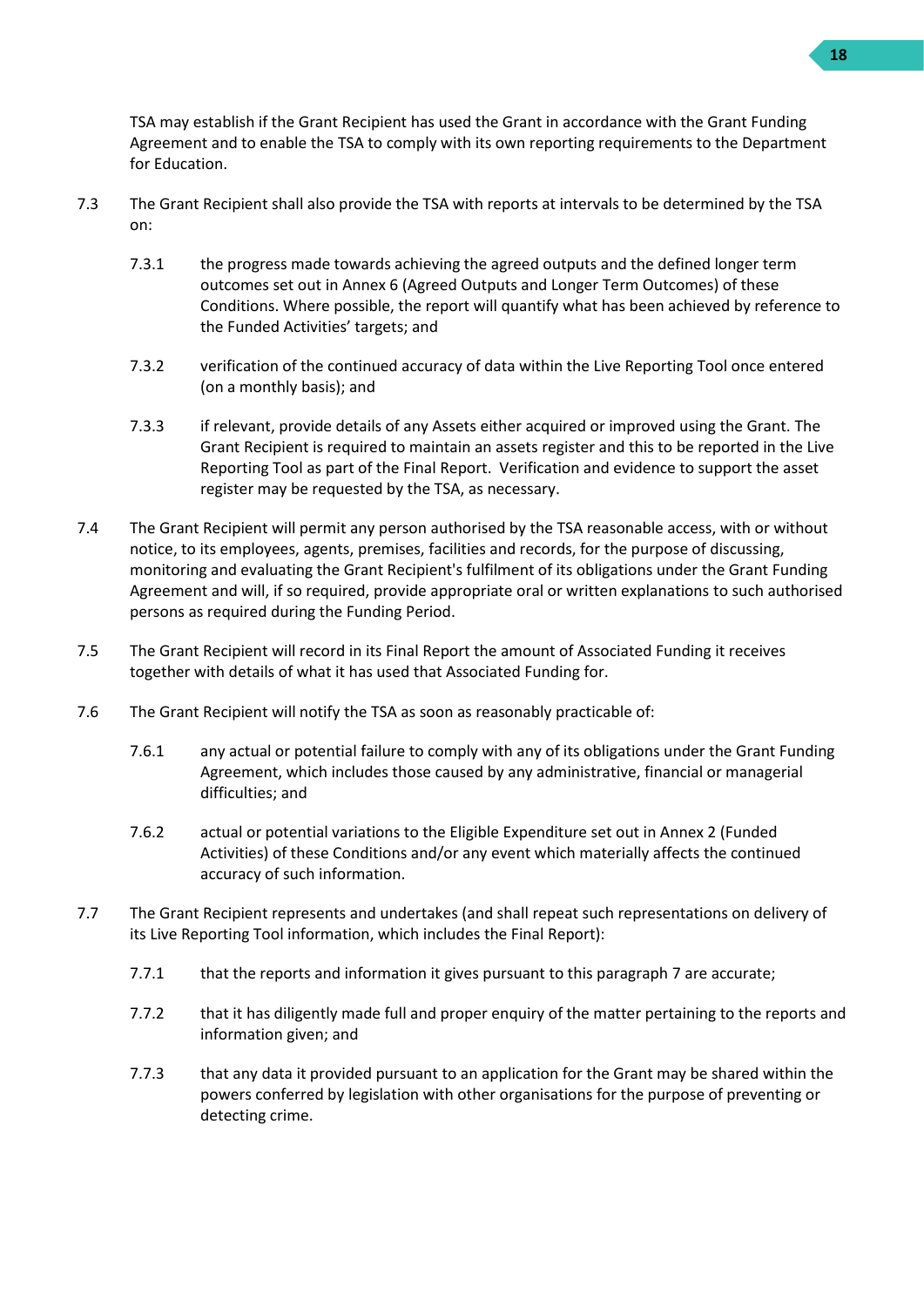TSA may establish if the Grant Recipient has used the Grant in accordance with the Grant Funding Agreement and to enable the TSA to comply with its own reporting requirements to the Department for Education.

7.3 The Grant Recipient shall also provide the TSA with reports at intervals to be determined by the TSA on:

7.3.1 the progress made towards achieving the agreed outputs and the defined longer term outcomes set out in Annex 6 (Agreed Outputs and Longer Term Outcomes) of these Conditions. Where possible, the report will quantify what has been achieved by reference to the Funded Activities' targets; and

7.3.2 verification of the continued accuracy of data within the Live Reporting Tool once entered (on a monthly basis); and

7.3.3 if relevant, provide details of any Assets either acquired or improved using the Grant. The Grant Recipient is required to maintain an assets register and this to be reported in the Live Reporting Tool as part of the Final Report. Verification and evidence to support the asset register may be requested by the TSA, as necessary.

7.4 The Grant Recipient will permit any person authorised by the TSA reasonable access, with or without notice, to its employees, agents, premises, facilities and records, for the purpose of discussing, monitoring and evaluating the Grant Recipient's fulfilment of its obligations under the Grant Funding Agreement and will, if so required, provide appropriate oral or written explanations to such authorised persons as required during the Funding Period.

7.5 The Grant Recipient will record in its Final Report the amount of Associated Funding it receives together with details of what it has used that Associated Funding for.

7.6 The Grant Recipient will notify the TSA as soon as reasonably practicable of:

7.6.1 any actual or potential failure to comply with any of its obligations under the Grant Funding Agreement, which includes those caused by any administrative, financial or managerial difficulties; and

7.6.2 actual or potential variations to the Eligible Expenditure set out in Annex 2 (Funded Activities) of these Conditions and/or any event which materially affects the continued accuracy of such information.

7.7 The Grant Recipient represents and undertakes (and shall repeat such representations on delivery of its Live Reporting Tool information, which includes the Final Report):

7.7.1 that the reports and information it gives pursuant to this paragraph 7 are accurate;

7.7.2 that it has diligently made full and proper enquiry of the matter pertaining to the reports and information given; and

7.7.3 that any data it provided pursuant to an application for the Grant may be shared within the powers conferred by legislation with other organisations for the purpose of preventing or detecting crime.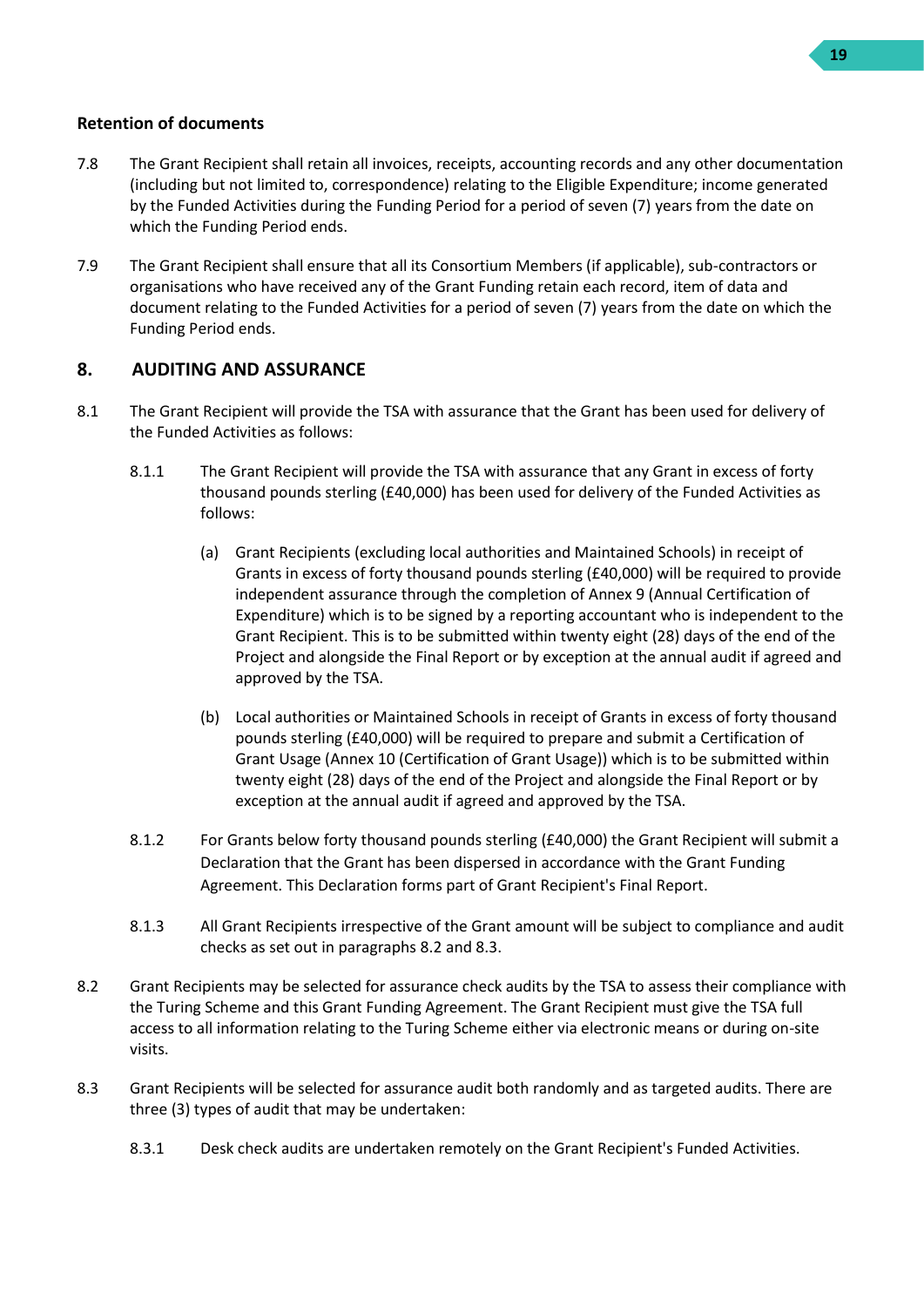**Retention of documents**

7.8 The Grant Recipient shall retain all invoices, receipts, accounting records and any other documentation (including but not limited to, correspondence) relating to the Eligible Expenditure; income generated by the Funded Activities during the Funding Period for a period of seven (7) years from the date on which the Funding Period ends.

7.9 The Grant Recipient shall ensure that all its Consortium Members (if applicable), sub-contractors or organisations who have received any of the Grant Funding retain each record, item of data and document relating to the Funded Activities for a period of seven (7) years from the date on which the Funding Period ends.

## 8. AUDITING AND ASSURANCE

8.1 The Grant Recipient will provide the TSA with assurance that the Grant has been used for delivery of the Funded Activities as follows:

8.1.1 The Grant Recipient will provide the TSA with assurance that any Grant in excess of forty thousand pounds sterling (£40,000) has been used for delivery of the Funded Activities as follows:

(a) Grant Recipients (excluding local authorities and Maintained Schools) in receipt of Grants in excess of forty thousand pounds sterling (£40,000) will be required to provide independent assurance through the completion of Annex 9 (Annual Certification of Expenditure) which is to be signed by a reporting accountant who is independent to the Grant Recipient. This is to be submitted within twenty eight (28) days of the end of the Project and alongside the Final Report or by exception at the annual audit if agreed and approved by the TSA.

(b) Local authorities or Maintained Schools in receipt of Grants in excess of forty thousand pounds sterling (£40,000) will be required to prepare and submit a Certification of Grant Usage (Annex 10 (Certification of Grant Usage)) which is to be submitted within twenty eight (28) days of the end of the Project and alongside the Final Report or by exception at the annual audit if agreed and approved by the TSA.

8.1.2 For Grants below forty thousand pounds sterling (£40,000) the Grant Recipient will submit a Declaration that the Grant has been dispersed in accordance with the Grant Funding Agreement. This Declaration forms part of Grant Recipient's Final Report.

8.1.3 All Grant Recipients irrespective of the Grant amount will be subject to compliance and audit checks as set out in paragraphs 8.2 and 8.3.

8.2 Grant Recipients may be selected for assurance check audits by the TSA to assess their compliance with the Turing Scheme and this Grant Funding Agreement. The Grant Recipient must give the TSA full access to all information relating to the Turing Scheme either via electronic means or during on-site visits.

8.3 Grant Recipients will be selected for assurance audit both randomly and as targeted audits. There are three (3) types of audit that may be undertaken:

8.3.1 Desk check audits are undertaken remotely on the Grant Recipient's Funded Activities.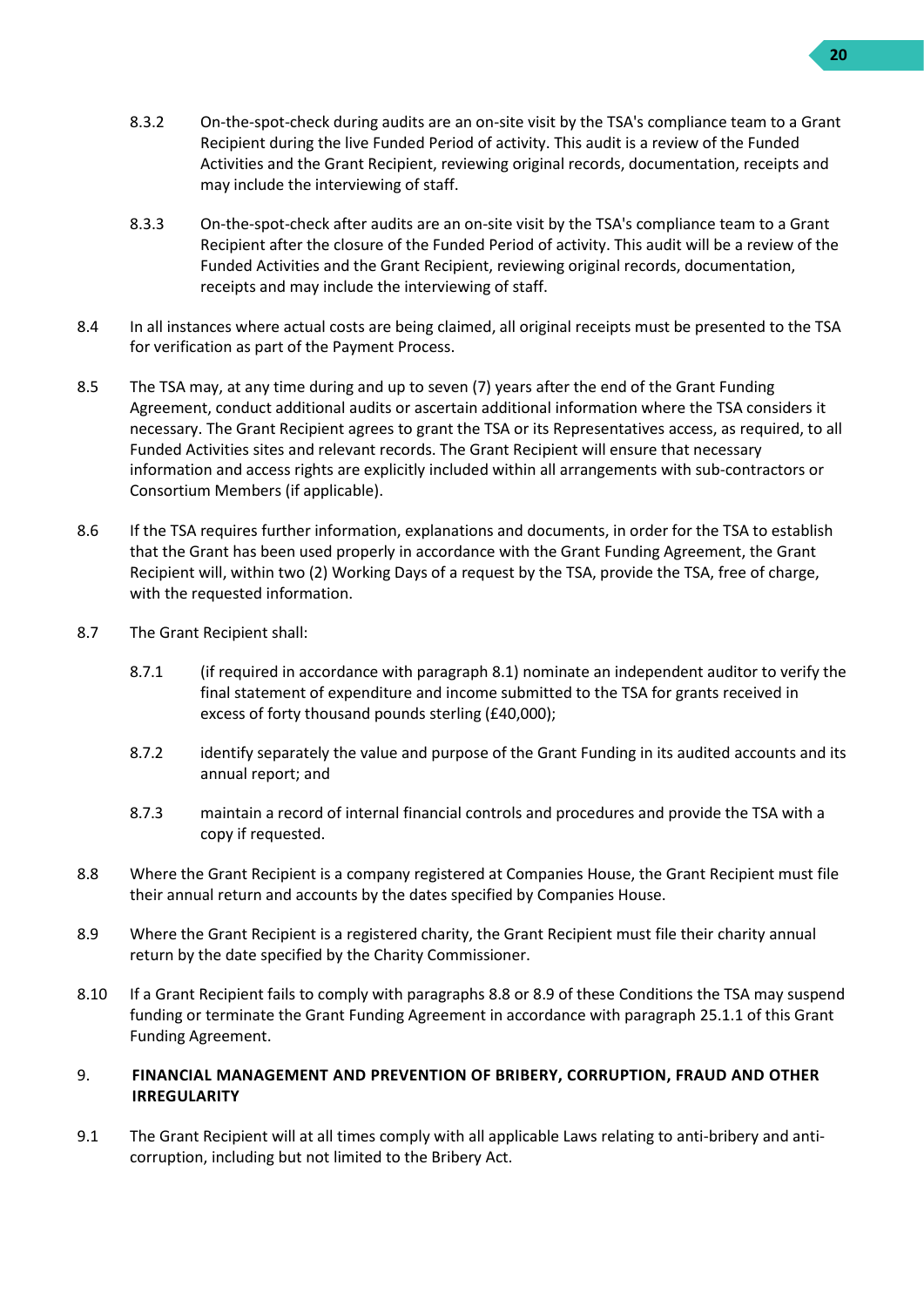8.3.2 On-the-spot-check during audits are an on-site visit by the TSA's compliance team to a Grant Recipient during the live Funded Period of activity. This audit is a review of the Funded Activities and the Grant Recipient, reviewing original records, documentation, receipts and may include the interviewing of staff.

8.3.3 On-the-spot-check after audits are an on-site visit by the TSA's compliance team to a Grant Recipient after the closure of the Funded Period of activity. This audit will be a review of the Funded Activities and the Grant Recipient, reviewing original records, documentation, receipts and may include the interviewing of staff.

8.4 In all instances where actual costs are being claimed, all original receipts must be presented to the TSA for verification as part of the Payment Process.

8.5 The TSA may, at any time during and up to seven (7) years after the end of the Grant Funding Agreement, conduct additional audits or ascertain additional information where the TSA considers it necessary. The Grant Recipient agrees to grant the TSA or its Representatives access, as required, to all Funded Activities sites and relevant records. The Grant Recipient will ensure that necessary information and access rights are explicitly included within all arrangements with sub-contractors or Consortium Members (if applicable).

8.6 If the TSA requires further information, explanations and documents, in order for the TSA to establish that the Grant has been used properly in accordance with the Grant Funding Agreement, the Grant Recipient will, within two (2) Working Days of a request by the TSA, provide the TSA, free of charge, with the requested information.

8.7 The Grant Recipient shall:

8.7.1 (if required in accordance with paragraph 8.1) nominate an independent auditor to verify the final statement of expenditure and income submitted to the TSA for grants received in excess of forty thousand pounds sterling (£40,000);

8.7.2 identify separately the value and purpose of the Grant Funding in its audited accounts and its annual report; and

8.7.3 maintain a record of internal financial controls and procedures and provide the TSA with a copy if requested.

8.8 Where the Grant Recipient is a company registered at Companies House, the Grant Recipient must file their annual return and accounts by the dates specified by Companies House.

8.9 Where the Grant Recipient is a registered charity, the Grant Recipient must file their charity annual return by the date specified by the Charity Commissioner.

8.10 If a Grant Recipient fails to comply with paragraphs 8.8 or 8.9 of these Conditions the TSA may suspend funding or terminate the Grant Funding Agreement in accordance with paragraph 25.1.1 of this Grant Funding Agreement.

## 9. FINANCIAL MANAGEMENT AND PREVENTION OF BRIBERY, CORRUPTION, FRAUD AND OTHER IRREGULARITY

9.1 The Grant Recipient will at all times comply with all applicable Laws relating to anti-bribery and anti-corruption, including but not limited to the Bribery Act.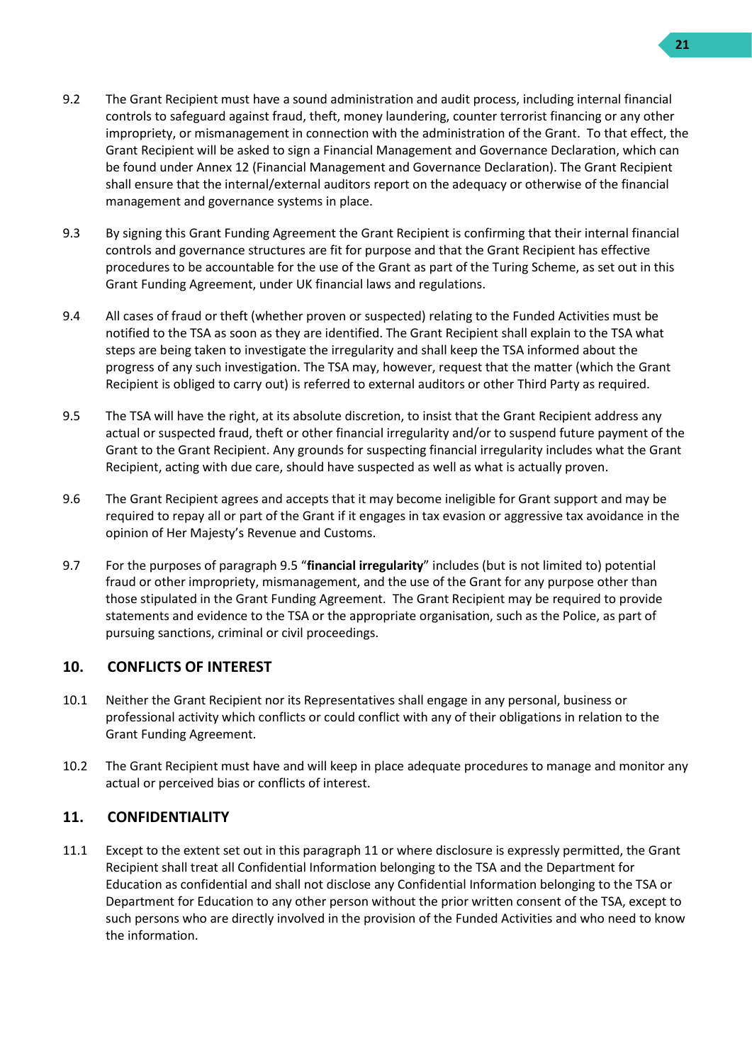9.2 The Grant Recipient must have a sound administration and audit process, including internal financial controls to safeguard against fraud, theft, money laundering, counter terrorist financing or any other impropriety, or mismanagement in connection with the administration of the Grant. To that effect, the Grant Recipient will be asked to sign a Financial Management and Governance Declaration, which can be found under Annex 12 (Financial Management and Governance Declaration). The Grant Recipient shall ensure that the internal/external auditors report on the adequacy or otherwise of the financial management and governance systems in place.

9.3 By signing this Grant Funding Agreement the Grant Recipient is confirming that their internal financial controls and governance structures are fit for purpose and that the Grant Recipient has effective procedures to be accountable for the use of the Grant as part of the Turing Scheme, as set out in this Grant Funding Agreement, under UK financial laws and regulations.

9.4 All cases of fraud or theft (whether proven or suspected) relating to the Funded Activities must be notified to the TSA as soon as they are identified. The Grant Recipient shall explain to the TSA what steps are being taken to investigate the irregularity and shall keep the TSA informed about the progress of any such investigation. The TSA may, however, request that the matter (which the Grant Recipient is obliged to carry out) is referred to external auditors or other Third Party as required.

9.5 The TSA will have the right, at its absolute discretion, to insist that the Grant Recipient address any actual or suspected fraud, theft or other financial irregularity and/or to suspend future payment of the Grant to the Grant Recipient. Any grounds for suspecting financial irregularity includes what the Grant Recipient, acting with due care, should have suspected as well as what is actually proven.

9.6 The Grant Recipient agrees and accepts that it may become ineligible for Grant support and may be required to repay all or part of the Grant if it engages in tax evasion or aggressive tax avoidance in the opinion of Her Majesty's Revenue and Customs.

9.7 For the purposes of paragraph 9.5 "**financial irregularity**" includes (but is not limited to) potential fraud or other impropriety, mismanagement, and the use of the Grant for any purpose other than those stipulated in the Grant Funding Agreement. The Grant Recipient may be required to provide statements and evidence to the TSA or the appropriate organisation, such as the Police, as part of pursuing sanctions, criminal or civil proceedings.

## 10. CONFLICTS OF INTEREST

10.1 Neither the Grant Recipient nor its Representatives shall engage in any personal, business or professional activity which conflicts or could conflict with any of their obligations in relation to the Grant Funding Agreement.

10.2 The Grant Recipient must have and will keep in place adequate procedures to manage and monitor any actual or perceived bias or conflicts of interest.

## 11. CONFIDENTIALITY

11.1 Except to the extent set out in this paragraph 11 or where disclosure is expressly permitted, the Grant Recipient shall treat all Confidential Information belonging to the TSA and the Department for Education as confidential and shall not disclose any Confidential Information belonging to the TSA or Department for Education to any other person without the prior written consent of the TSA, except to such persons who are directly involved in the provision of the Funded Activities and who need to know the information.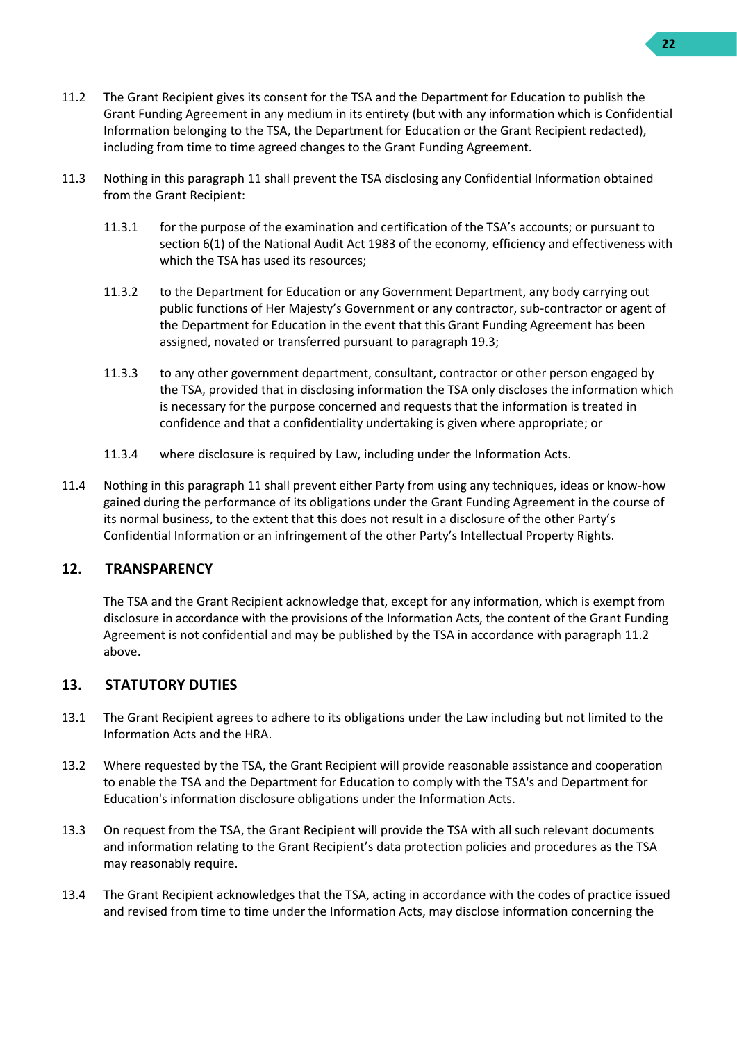11.2 The Grant Recipient gives its consent for the TSA and the Department for Education to publish the Grant Funding Agreement in any medium in its entirety (but with any information which is Confidential Information belonging to the TSA, the Department for Education or the Grant Recipient redacted), including from time to time agreed changes to the Grant Funding Agreement.

11.3 Nothing in this paragraph 11 shall prevent the TSA disclosing any Confidential Information obtained from the Grant Recipient:

11.3.1 for the purpose of the examination and certification of the TSA's accounts; or pursuant to section 6(1) of the National Audit Act 1983 of the economy, efficiency and effectiveness with which the TSA has used its resources;

11.3.2 to the Department for Education or any Government Department, any body carrying out public functions of Her Majesty's Government or any contractor, sub-contractor or agent of the Department for Education in the event that this Grant Funding Agreement has been assigned, novated or transferred pursuant to paragraph 19.3;

11.3.3 to any other government department, consultant, contractor or other person engaged by the TSA, provided that in disclosing information the TSA only discloses the information which is necessary for the purpose concerned and requests that the information is treated in confidence and that a confidentiality undertaking is given where appropriate; or

11.3.4 where disclosure is required by Law, including under the Information Acts.

11.4 Nothing in this paragraph 11 shall prevent either Party from using any techniques, ideas or know-how gained during the performance of its obligations under the Grant Funding Agreement in the course of its normal business, to the extent that this does not result in a disclosure of the other Party's Confidential Information or an infringement of the other Party's Intellectual Property Rights.

## 12. TRANSPARENCY

The TSA and the Grant Recipient acknowledge that, except for any information, which is exempt from disclosure in accordance with the provisions of the Information Acts, the content of the Grant Funding Agreement is not confidential and may be published by the TSA in accordance with paragraph 11.2 above.

## 13. STATUTORY DUTIES

13.1 The Grant Recipient agrees to adhere to its obligations under the Law including but not limited to the Information Acts and the HRA.

13.2 Where requested by the TSA, the Grant Recipient will provide reasonable assistance and cooperation to enable the TSA and the Department for Education to comply with the TSA's and Department for Education's information disclosure obligations under the Information Acts.

13.3 On request from the TSA, the Grant Recipient will provide the TSA with all such relevant documents and information relating to the Grant Recipient's data protection policies and procedures as the TSA may reasonably require.

13.4 The Grant Recipient acknowledges that the TSA, acting in accordance with the codes of practice issued and revised from time to time under the Information Acts, may disclose information concerning the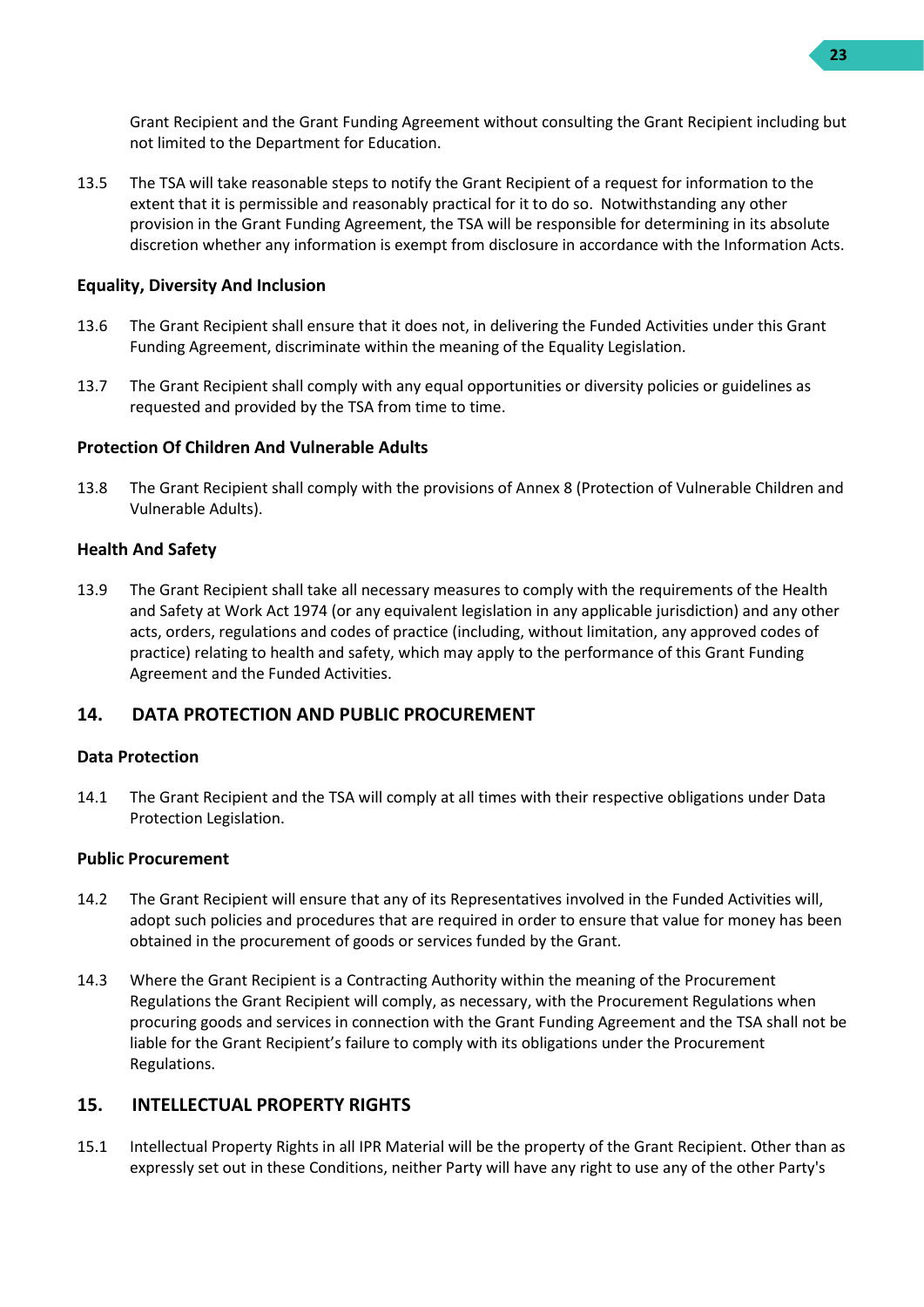Grant Recipient and the Grant Funding Agreement without consulting the Grant Recipient including but not limited to the Department for Education.

13.5 The TSA will take reasonable steps to notify the Grant Recipient of a request for information to the extent that it is permissible and reasonably practical for it to do so. Notwithstanding any other provision in the Grant Funding Agreement, the TSA will be responsible for determining in its absolute discretion whether any information is exempt from disclosure in accordance with the Information Acts.

**Equality, Diversity And Inclusion**

13.6 The Grant Recipient shall ensure that it does not, in delivering the Funded Activities under this Grant Funding Agreement, discriminate within the meaning of the Equality Legislation.

13.7 The Grant Recipient shall comply with any equal opportunities or diversity policies or guidelines as requested and provided by the TSA from time to time.

**Protection Of Children And Vulnerable Adults**

13.8 The Grant Recipient shall comply with the provisions of Annex 8 (Protection of Vulnerable Children and Vulnerable Adults).

**Health And Safety**

13.9 The Grant Recipient shall take all necessary measures to comply with the requirements of the Health and Safety at Work Act 1974 (or any equivalent legislation in any applicable jurisdiction) and any other acts, orders, regulations and codes of practice (including, without limitation, any approved codes of practice) relating to health and safety, which may apply to the performance of this Grant Funding Agreement and the Funded Activities.

## 14. DATA PROTECTION AND PUBLIC PROCUREMENT

**Data Protection**

14.1 The Grant Recipient and the TSA will comply at all times with their respective obligations under Data Protection Legislation.

**Public Procurement**

14.2 The Grant Recipient will ensure that any of its Representatives involved in the Funded Activities will, adopt such policies and procedures that are required in order to ensure that value for money has been obtained in the procurement of goods or services funded by the Grant.

14.3 Where the Grant Recipient is a Contracting Authority within the meaning of the Procurement Regulations the Grant Recipient will comply, as necessary, with the Procurement Regulations when procuring goods and services in connection with the Grant Funding Agreement and the TSA shall not be liable for the Grant Recipient's failure to comply with its obligations under the Procurement Regulations.

## 15. INTELLECTUAL PROPERTY RIGHTS

15.1 Intellectual Property Rights in all IPR Material will be the property of the Grant Recipient. Other than as expressly set out in these Conditions, neither Party will have any right to use any of the other Party's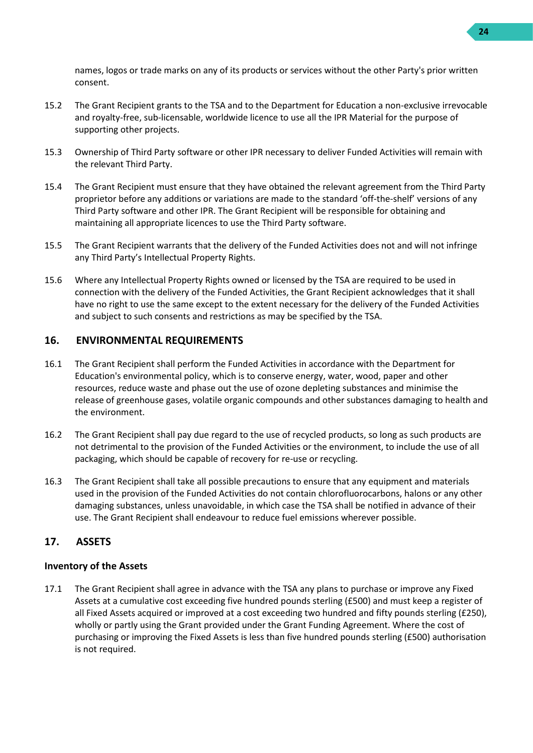names, logos or trade marks on any of its products or services without the other Party's prior written consent.

15.2 The Grant Recipient grants to the TSA and to the Department for Education a non-exclusive irrevocable and royalty-free, sub-licensable, worldwide licence to use all the IPR Material for the purpose of supporting other projects.

15.3 Ownership of Third Party software or other IPR necessary to deliver Funded Activities will remain with the relevant Third Party.

15.4 The Grant Recipient must ensure that they have obtained the relevant agreement from the Third Party proprietor before any additions or variations are made to the standard 'off-the-shelf' versions of any Third Party software and other IPR. The Grant Recipient will be responsible for obtaining and maintaining all appropriate licences to use the Third Party software.

15.5 The Grant Recipient warrants that the delivery of the Funded Activities does not and will not infringe any Third Party's Intellectual Property Rights.

15.6 Where any Intellectual Property Rights owned or licensed by the TSA are required to be used in connection with the delivery of the Funded Activities, the Grant Recipient acknowledges that it shall have no right to use the same except to the extent necessary for the delivery of the Funded Activities and subject to such consents and restrictions as may be specified by the TSA.

## 16. ENVIRONMENTAL REQUIREMENTS

16.1 The Grant Recipient shall perform the Funded Activities in accordance with the Department for Education's environmental policy, which is to conserve energy, water, wood, paper and other resources, reduce waste and phase out the use of ozone depleting substances and minimise the release of greenhouse gases, volatile organic compounds and other substances damaging to health and the environment.

16.2 The Grant Recipient shall pay due regard to the use of recycled products, so long as such products are not detrimental to the provision of the Funded Activities or the environment, to include the use of all packaging, which should be capable of recovery for re-use or recycling.

16.3 The Grant Recipient shall take all possible precautions to ensure that any equipment and materials used in the provision of the Funded Activities do not contain chlorofluorocarbons, halons or any other damaging substances, unless unavoidable, in which case the TSA shall be notified in advance of their use. The Grant Recipient shall endeavour to reduce fuel emissions wherever possible.

## 17. ASSETS

### Inventory of the Assets

17.1 The Grant Recipient shall agree in advance with the TSA any plans to purchase or improve any Fixed Assets at a cumulative cost exceeding five hundred pounds sterling (£500) and must keep a register of all Fixed Assets acquired or improved at a cost exceeding two hundred and fifty pounds sterling (£250), wholly or partly using the Grant provided under the Grant Funding Agreement. Where the cost of purchasing or improving the Fixed Assets is less than five hundred pounds sterling (£500) authorisation is not required.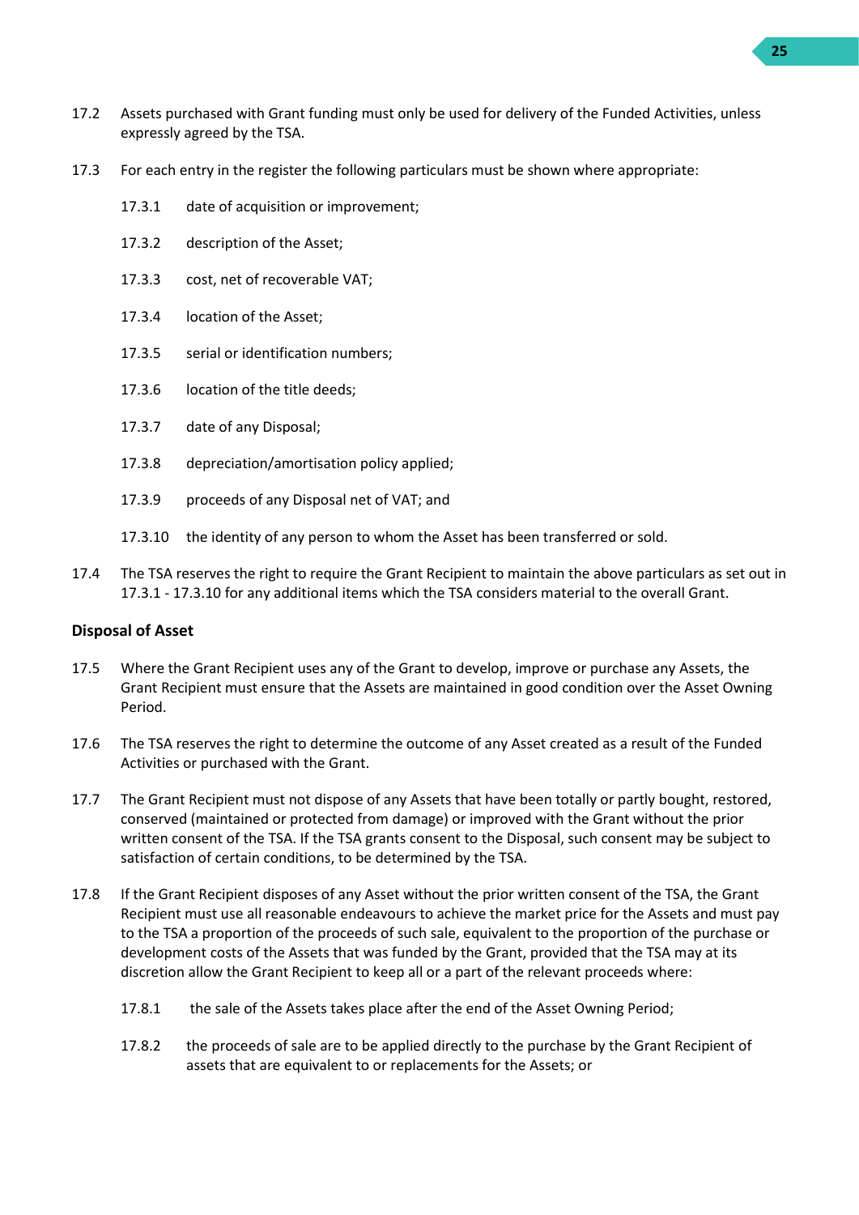17.2 Assets purchased with Grant funding must only be used for delivery of the Funded Activities, unless expressly agreed by the TSA.

17.3 For each entry in the register the following particulars must be shown where appropriate:

17.3.1 date of acquisition or improvement;

17.3.2 description of the Asset;

17.3.3 cost, net of recoverable VAT;

17.3.4 location of the Asset;

17.3.5 serial or identification numbers;

17.3.6 location of the title deeds;

17.3.7 date of any Disposal;

17.3.8 depreciation/amortisation policy applied;

17.3.9 proceeds of any Disposal net of VAT; and

17.3.10 the identity of any person to whom the Asset has been transferred or sold.

17.4 The TSA reserves the right to require the Grant Recipient to maintain the above particulars as set out in 17.3.1 - 17.3.10 for any additional items which the TSA considers material to the overall Grant.

**Disposal of Asset**

17.5 Where the Grant Recipient uses any of the Grant to develop, improve or purchase any Assets, the Grant Recipient must ensure that the Assets are maintained in good condition over the Asset Owning Period.

17.6 The TSA reserves the right to determine the outcome of any Asset created as a result of the Funded Activities or purchased with the Grant.

17.7 The Grant Recipient must not dispose of any Assets that have been totally or partly bought, restored, conserved (maintained or protected from damage) or improved with the Grant without the prior written consent of the TSA. If the TSA grants consent to the Disposal, such consent may be subject to satisfaction of certain conditions, to be determined by the TSA.

17.8 If the Grant Recipient disposes of any Asset without the prior written consent of the TSA, the Grant Recipient must use all reasonable endeavours to achieve the market price for the Assets and must pay to the TSA a proportion of the proceeds of such sale, equivalent to the proportion of the purchase or development costs of the Assets that was funded by the Grant, provided that the TSA may at its discretion allow the Grant Recipient to keep all or a part of the relevant proceeds where:

17.8.1 the sale of the Assets takes place after the end of the Asset Owning Period;

17.8.2 the proceeds of sale are to be applied directly to the purchase by the Grant Recipient of assets that are equivalent to or replacements for the Assets; or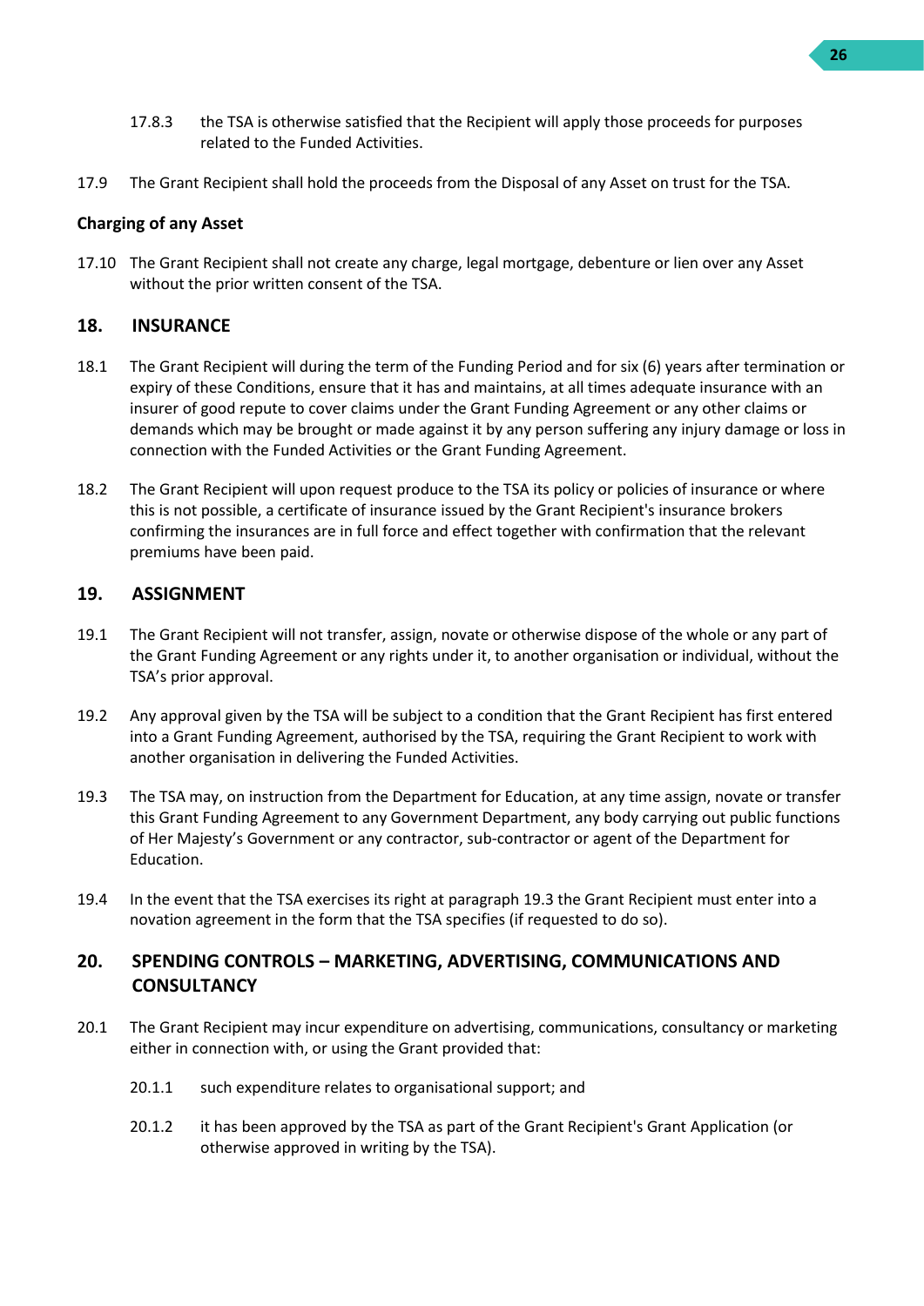17.8.3 the TSA is otherwise satisfied that the Recipient will apply those proceeds for purposes related to the Funded Activities.

17.9 The Grant Recipient shall hold the proceeds from the Disposal of any Asset on trust for the TSA.

**Charging of any Asset**

17.10 The Grant Recipient shall not create any charge, legal mortgage, debenture or lien over any Asset without the prior written consent of the TSA.

## 18. INSURANCE

18.1 The Grant Recipient will during the term of the Funding Period and for six (6) years after termination or expiry of these Conditions, ensure that it has and maintains, at all times adequate insurance with an insurer of good repute to cover claims under the Grant Funding Agreement or any other claims or demands which may be brought or made against it by any person suffering any injury damage or loss in connection with the Funded Activities or the Grant Funding Agreement.

18.2 The Grant Recipient will upon request produce to the TSA its policy or policies of insurance or where this is not possible, a certificate of insurance issued by the Grant Recipient's insurance brokers confirming the insurances are in full force and effect together with confirmation that the relevant premiums have been paid.

## 19. ASSIGNMENT

19.1 The Grant Recipient will not transfer, assign, novate or otherwise dispose of the whole or any part of the Grant Funding Agreement or any rights under it, to another organisation or individual, without the TSA's prior approval.

19.2 Any approval given by the TSA will be subject to a condition that the Grant Recipient has first entered into a Grant Funding Agreement, authorised by the TSA, requiring the Grant Recipient to work with another organisation in delivering the Funded Activities.

19.3 The TSA may, on instruction from the Department for Education, at any time assign, novate or transfer this Grant Funding Agreement to any Government Department, any body carrying out public functions of Her Majesty's Government or any contractor, sub-contractor or agent of the Department for Education.

19.4 In the event that the TSA exercises its right at paragraph 19.3 the Grant Recipient must enter into a novation agreement in the form that the TSA specifies (if requested to do so).

## 20. SPENDING CONTROLS – MARKETING, ADVERTISING, COMMUNICATIONS AND CONSULTANCY

20.1 The Grant Recipient may incur expenditure on advertising, communications, consultancy or marketing either in connection with, or using the Grant provided that:

20.1.1 such expenditure relates to organisational support; and

20.1.2 it has been approved by the TSA as part of the Grant Recipient's Grant Application (or otherwise approved in writing by the TSA).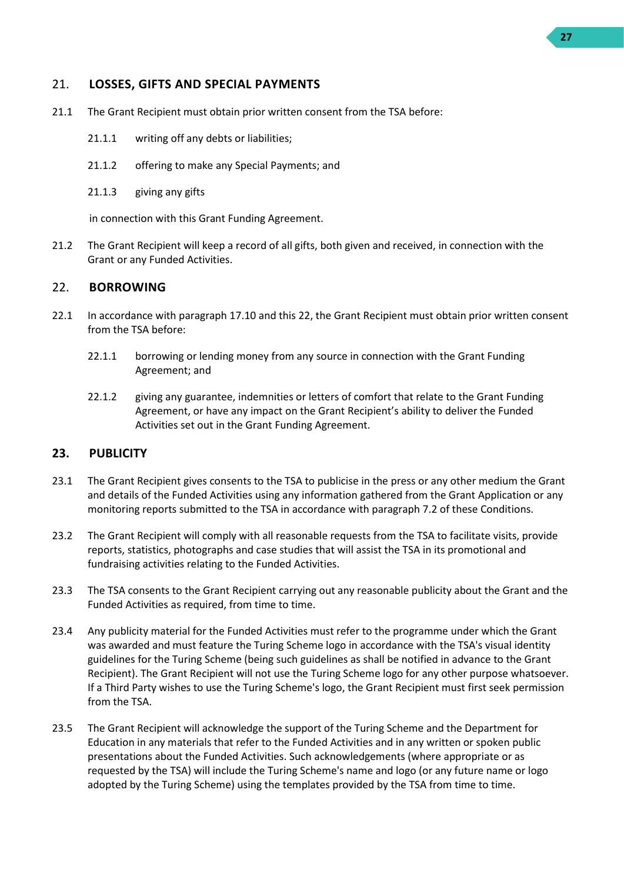## 21. LOSSES, GIFTS AND SPECIAL PAYMENTS

21.1 The Grant Recipient must obtain prior written consent from the TSA before:

21.1.1 writing off any debts or liabilities;

21.1.2 offering to make any Special Payments; and

21.1.3 giving any gifts

in connection with this Grant Funding Agreement.

21.2 The Grant Recipient will keep a record of all gifts, both given and received, in connection with the Grant or any Funded Activities.

## 22. BORROWING

22.1 In accordance with paragraph 17.10 and this 22, the Grant Recipient must obtain prior written consent from the TSA before:

22.1.1 borrowing or lending money from any source in connection with the Grant Funding Agreement; and

22.1.2 giving any guarantee, indemnities or letters of comfort that relate to the Grant Funding Agreement, or have any impact on the Grant Recipient's ability to deliver the Funded Activities set out in the Grant Funding Agreement.

## 23. PUBLICITY

23.1 The Grant Recipient gives consents to the TSA to publicise in the press or any other medium the Grant and details of the Funded Activities using any information gathered from the Grant Application or any monitoring reports submitted to the TSA in accordance with paragraph 7.2 of these Conditions.

23.2 The Grant Recipient will comply with all reasonable requests from the TSA to facilitate visits, provide reports, statistics, photographs and case studies that will assist the TSA in its promotional and fundraising activities relating to the Funded Activities.

23.3 The TSA consents to the Grant Recipient carrying out any reasonable publicity about the Grant and the Funded Activities as required, from time to time.

23.4 Any publicity material for the Funded Activities must refer to the programme under which the Grant was awarded and must feature the Turing Scheme logo in accordance with the TSA's visual identity guidelines for the Turing Scheme (being such guidelines as shall be notified in advance to the Grant Recipient). The Grant Recipient will not use the Turing Scheme logo for any other purpose whatsoever. If a Third Party wishes to use the Turing Scheme's logo, the Grant Recipient must first seek permission from the TSA.

23.5 The Grant Recipient will acknowledge the support of the Turing Scheme and the Department for Education in any materials that refer to the Funded Activities and in any written or spoken public presentations about the Funded Activities. Such acknowledgements (where appropriate or as requested by the TSA) will include the Turing Scheme's name and logo (or any future name or logo adopted by the Turing Scheme) using the templates provided by the TSA from time to time.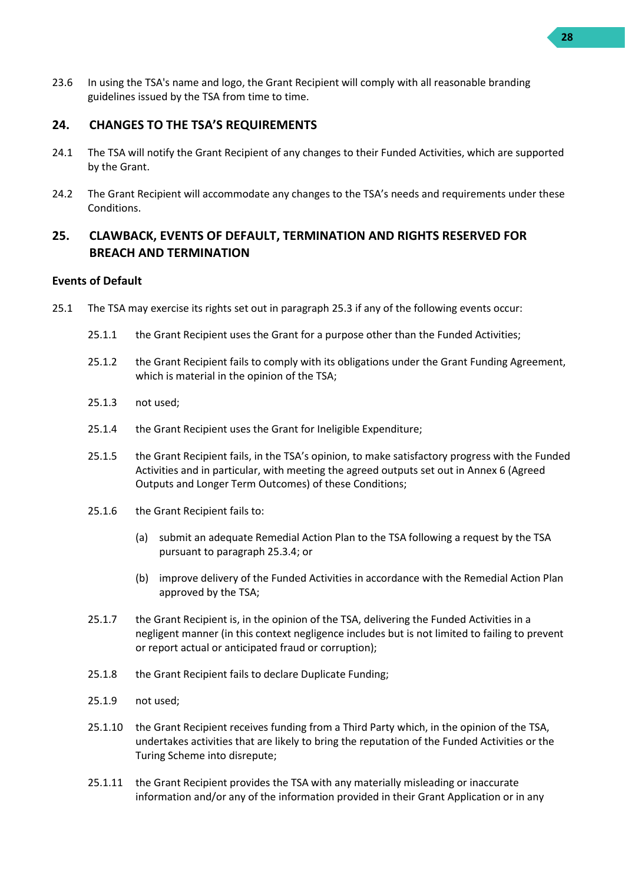23.6 In using the TSA's name and logo, the Grant Recipient will comply with all reasonable branding guidelines issued by the TSA from time to time.

## 24. CHANGES TO THE TSA'S REQUIREMENTS

24.1 The TSA will notify the Grant Recipient of any changes to their Funded Activities, which are supported by the Grant.

24.2 The Grant Recipient will accommodate any changes to the TSA's needs and requirements under these Conditions.

## 25. CLAWBACK, EVENTS OF DEFAULT, TERMINATION AND RIGHTS RESERVED FOR BREACH AND TERMINATION

### Events of Default

25.1 The TSA may exercise its rights set out in paragraph 25.3 if any of the following events occur:

25.1.1 the Grant Recipient uses the Grant for a purpose other than the Funded Activities;

25.1.2 the Grant Recipient fails to comply with its obligations under the Grant Funding Agreement, which is material in the opinion of the TSA;

25.1.3 not used;

25.1.4 the Grant Recipient uses the Grant for Ineligible Expenditure;

25.1.5 the Grant Recipient fails, in the TSA's opinion, to make satisfactory progress with the Funded Activities and in particular, with meeting the agreed outputs set out in Annex 6 (Agreed Outputs and Longer Term Outcomes) of these Conditions;

25.1.6 the Grant Recipient fails to:

(a) submit an adequate Remedial Action Plan to the TSA following a request by the TSA pursuant to paragraph 25.3.4; or

(b) improve delivery of the Funded Activities in accordance with the Remedial Action Plan approved by the TSA;

25.1.7 the Grant Recipient is, in the opinion of the TSA, delivering the Funded Activities in a negligent manner (in this context negligence includes but is not limited to failing to prevent or report actual or anticipated fraud or corruption);

25.1.8 the Grant Recipient fails to declare Duplicate Funding;

25.1.9 not used;

25.1.10 the Grant Recipient receives funding from a Third Party which, in the opinion of the TSA, undertakes activities that are likely to bring the reputation of the Funded Activities or the Turing Scheme into disrepute;

25.1.11 the Grant Recipient provides the TSA with any materially misleading or inaccurate information and/or any of the information provided in their Grant Application or in any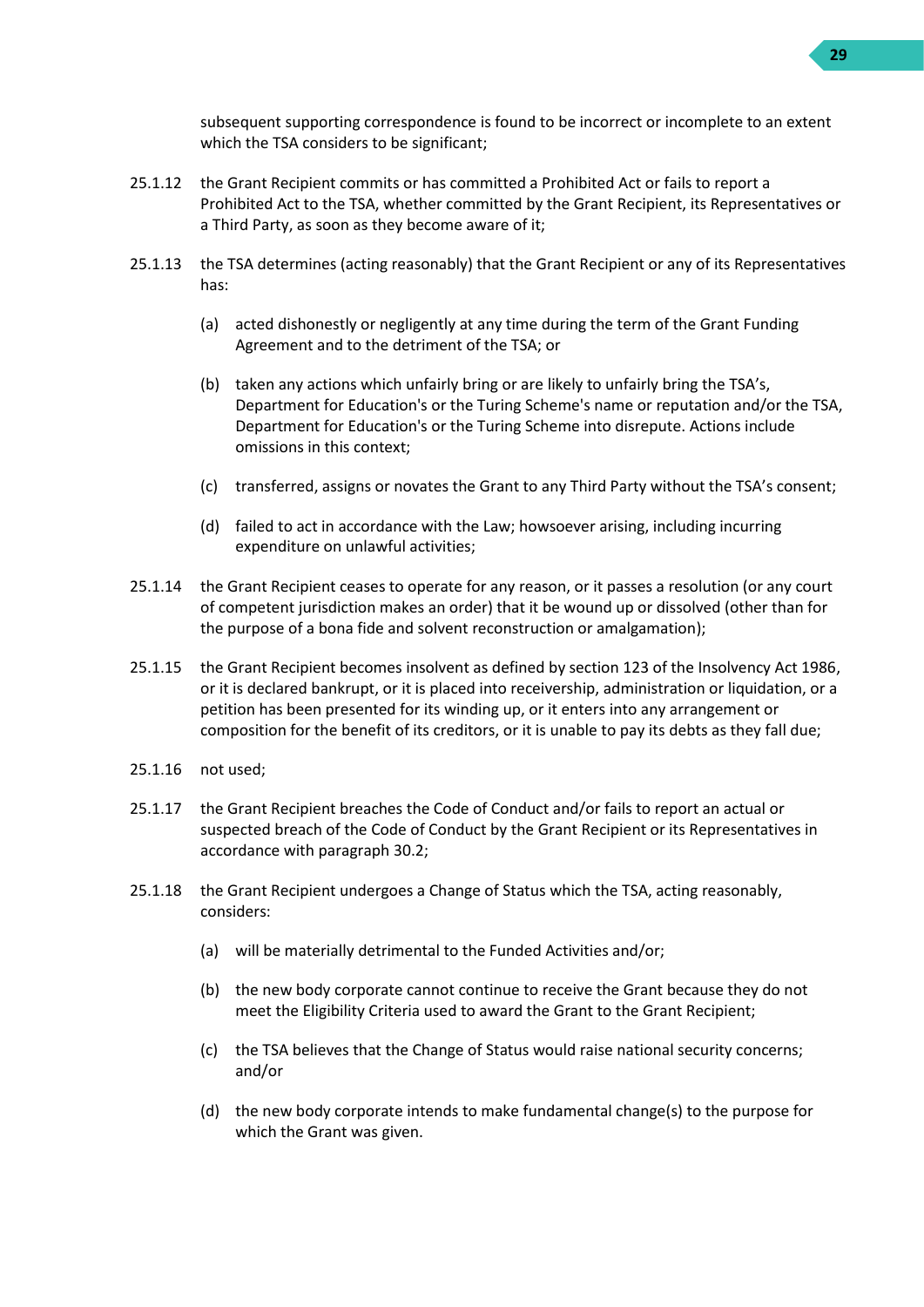subsequent supporting correspondence is found to be incorrect or incomplete to an extent which the TSA considers to be significant;

25.1.12 the Grant Recipient commits or has committed a Prohibited Act or fails to report a Prohibited Act to the TSA, whether committed by the Grant Recipient, its Representatives or a Third Party, as soon as they become aware of it;

25.1.13 the TSA determines (acting reasonably) that the Grant Recipient or any of its Representatives has:

(a) acted dishonestly or negligently at any time during the term of the Grant Funding Agreement and to the detriment of the TSA; or

(b) taken any actions which unfairly bring or are likely to unfairly bring the TSA's, Department for Education's or the Turing Scheme's name or reputation and/or the TSA, Department for Education's or the Turing Scheme into disrepute. Actions include omissions in this context;

(c) transferred, assigns or novates the Grant to any Third Party without the TSA's consent;

(d) failed to act in accordance with the Law; howsoever arising, including incurring expenditure on unlawful activities;

25.1.14 the Grant Recipient ceases to operate for any reason, or it passes a resolution (or any court of competent jurisdiction makes an order) that it be wound up or dissolved (other than for the purpose of a bona fide and solvent reconstruction or amalgamation);

25.1.15 the Grant Recipient becomes insolvent as defined by section 123 of the Insolvency Act 1986, or it is declared bankrupt, or it is placed into receivership, administration or liquidation, or a petition has been presented for its winding up, or it enters into any arrangement or composition for the benefit of its creditors, or it is unable to pay its debts as they fall due;

25.1.16 not used;

25.1.17 the Grant Recipient breaches the Code of Conduct and/or fails to report an actual or suspected breach of the Code of Conduct by the Grant Recipient or its Representatives in accordance with paragraph 30.2;

25.1.18 the Grant Recipient undergoes a Change of Status which the TSA, acting reasonably, considers:

(a) will be materially detrimental to the Funded Activities and/or;

(b) the new body corporate cannot continue to receive the Grant because they do not meet the Eligibility Criteria used to award the Grant to the Grant Recipient;

(c) the TSA believes that the Change of Status would raise national security concerns; and/or

(d) the new body corporate intends to make fundamental change(s) to the purpose for which the Grant was given.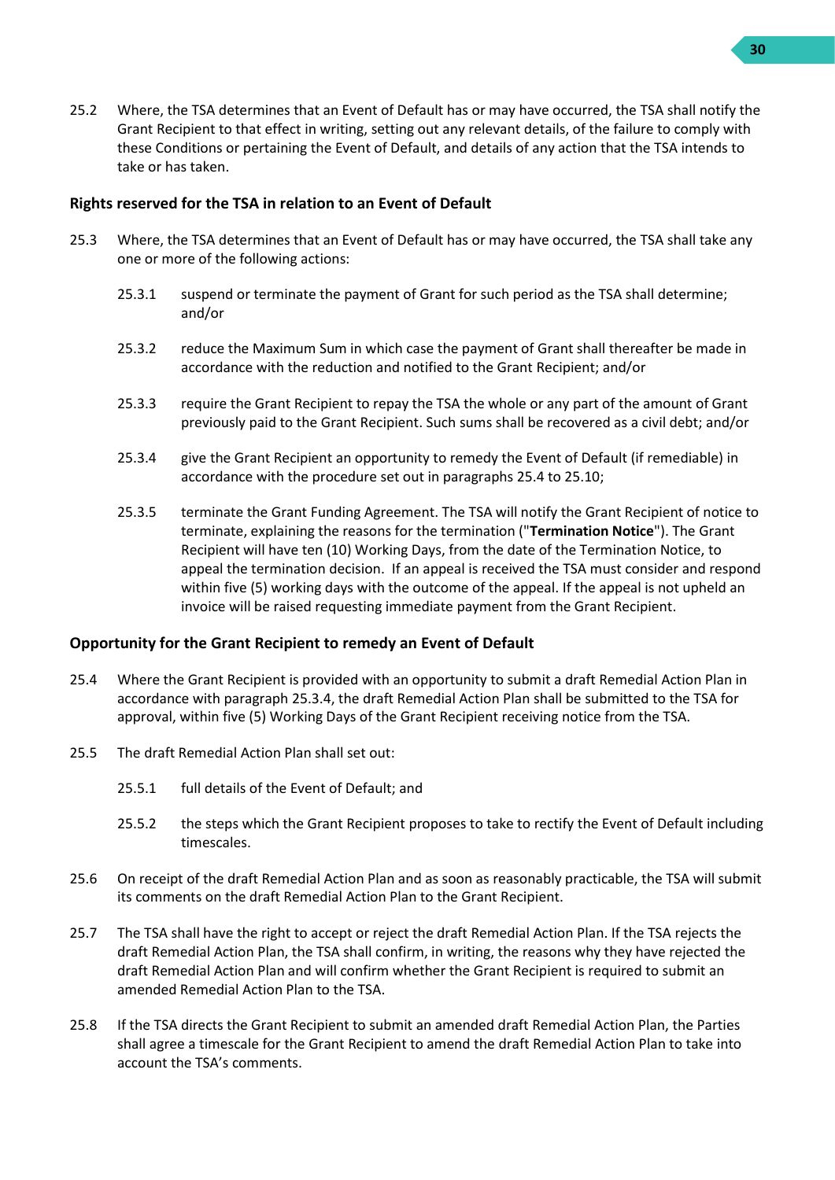25.2 Where, the TSA determines that an Event of Default has or may have occurred, the TSA shall notify the Grant Recipient to that effect in writing, setting out any relevant details, of the failure to comply with these Conditions or pertaining the Event of Default, and details of any action that the TSA intends to take or has taken.

**Rights reserved for the TSA in relation to an Event of Default**

25.3 Where, the TSA determines that an Event of Default has or may have occurred, the TSA shall take any one or more of the following actions:

25.3.1 suspend or terminate the payment of Grant for such period as the TSA shall determine; and/or

25.3.2 reduce the Maximum Sum in which case the payment of Grant shall thereafter be made in accordance with the reduction and notified to the Grant Recipient; and/or

25.3.3 require the Grant Recipient to repay the TSA the whole or any part of the amount of Grant previously paid to the Grant Recipient. Such sums shall be recovered as a civil debt; and/or

25.3.4 give the Grant Recipient an opportunity to remedy the Event of Default (if remediable) in accordance with the procedure set out in paragraphs 25.4 to 25.10;

25.3.5 terminate the Grant Funding Agreement. The TSA will notify the Grant Recipient of notice to terminate, explaining the reasons for the termination ("**Termination Notice**"). The Grant Recipient will have ten (10) Working Days, from the date of the Termination Notice, to appeal the termination decision. If an appeal is received the TSA must consider and respond within five (5) working days with the outcome of the appeal. If the appeal is not upheld an invoice will be raised requesting immediate payment from the Grant Recipient.

**Opportunity for the Grant Recipient to remedy an Event of Default**

25.4 Where the Grant Recipient is provided with an opportunity to submit a draft Remedial Action Plan in accordance with paragraph 25.3.4, the draft Remedial Action Plan shall be submitted to the TSA for approval, within five (5) Working Days of the Grant Recipient receiving notice from the TSA.

25.5 The draft Remedial Action Plan shall set out:

25.5.1 full details of the Event of Default; and

25.5.2 the steps which the Grant Recipient proposes to take to rectify the Event of Default including timescales.

25.6 On receipt of the draft Remedial Action Plan and as soon as reasonably practicable, the TSA will submit its comments on the draft Remedial Action Plan to the Grant Recipient.

25.7 The TSA shall have the right to accept or reject the draft Remedial Action Plan. If the TSA rejects the draft Remedial Action Plan, the TSA shall confirm, in writing, the reasons why they have rejected the draft Remedial Action Plan and will confirm whether the Grant Recipient is required to submit an amended Remedial Action Plan to the TSA.

25.8 If the TSA directs the Grant Recipient to submit an amended draft Remedial Action Plan, the Parties shall agree a timescale for the Grant Recipient to amend the draft Remedial Action Plan to take into account the TSA's comments.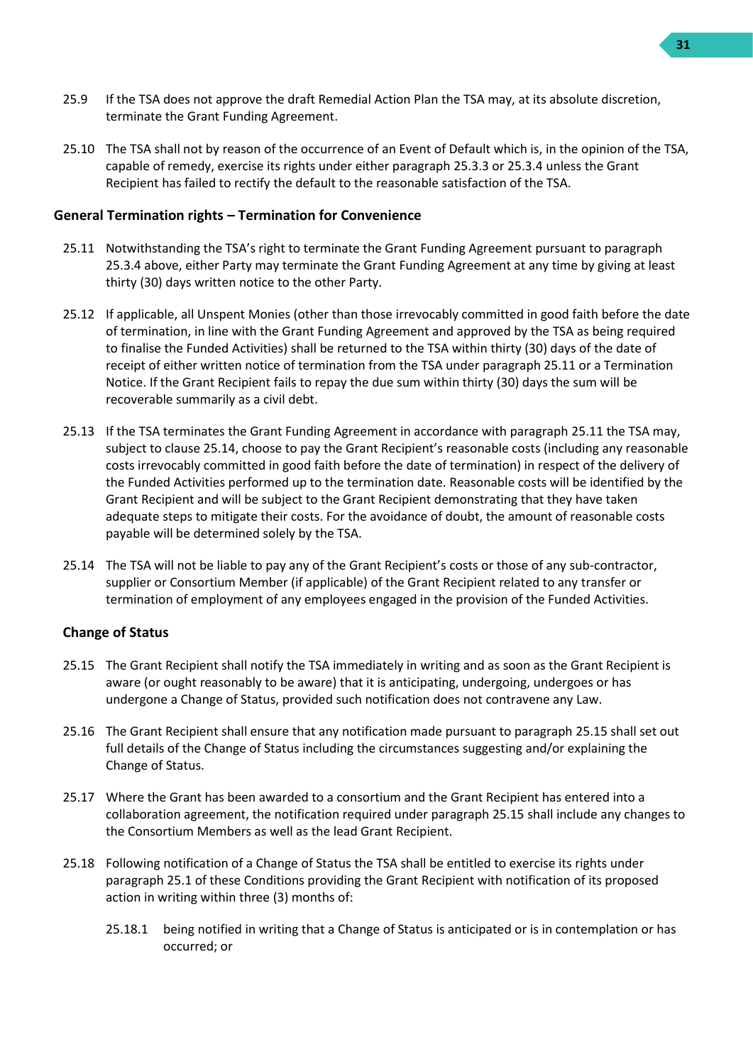25.9 If the TSA does not approve the draft Remedial Action Plan the TSA may, at its absolute discretion, terminate the Grant Funding Agreement.

25.10 The TSA shall not by reason of the occurrence of an Event of Default which is, in the opinion of the TSA, capable of remedy, exercise its rights under either paragraph 25.3.3 or 25.3.4 unless the Grant Recipient has failed to rectify the default to the reasonable satisfaction of the TSA.

**General Termination rights – Termination for Convenience**

25.11 Notwithstanding the TSA's right to terminate the Grant Funding Agreement pursuant to paragraph 25.3.4 above, either Party may terminate the Grant Funding Agreement at any time by giving at least thirty (30) days written notice to the other Party.

25.12 If applicable, all Unspent Monies (other than those irrevocably committed in good faith before the date of termination, in line with the Grant Funding Agreement and approved by the TSA as being required to finalise the Funded Activities) shall be returned to the TSA within thirty (30) days of the date of receipt of either written notice of termination from the TSA under paragraph 25.11 or a Termination Notice. If the Grant Recipient fails to repay the due sum within thirty (30) days the sum will be recoverable summarily as a civil debt.

25.13 If the TSA terminates the Grant Funding Agreement in accordance with paragraph 25.11 the TSA may, subject to clause 25.14, choose to pay the Grant Recipient's reasonable costs (including any reasonable costs irrevocably committed in good faith before the date of termination) in respect of the delivery of the Funded Activities performed up to the termination date. Reasonable costs will be identified by the Grant Recipient and will be subject to the Grant Recipient demonstrating that they have taken adequate steps to mitigate their costs. For the avoidance of doubt, the amount of reasonable costs payable will be determined solely by the TSA.

25.14 The TSA will not be liable to pay any of the Grant Recipient's costs or those of any sub-contractor, supplier or Consortium Member (if applicable) of the Grant Recipient related to any transfer or termination of employment of any employees engaged in the provision of the Funded Activities.

**Change of Status**

25.15 The Grant Recipient shall notify the TSA immediately in writing and as soon as the Grant Recipient is aware (or ought reasonably to be aware) that it is anticipating, undergoing, undergoes or has undergone a Change of Status, provided such notification does not contravene any Law.

25.16 The Grant Recipient shall ensure that any notification made pursuant to paragraph 25.15 shall set out full details of the Change of Status including the circumstances suggesting and/or explaining the Change of Status.

25.17 Where the Grant has been awarded to a consortium and the Grant Recipient has entered into a collaboration agreement, the notification required under paragraph 25.15 shall include any changes to the Consortium Members as well as the lead Grant Recipient.

25.18 Following notification of a Change of Status the TSA shall be entitled to exercise its rights under paragraph 25.1 of these Conditions providing the Grant Recipient with notification of its proposed action in writing within three (3) months of:

25.18.1 being notified in writing that a Change of Status is anticipated or is in contemplation or has occurred; or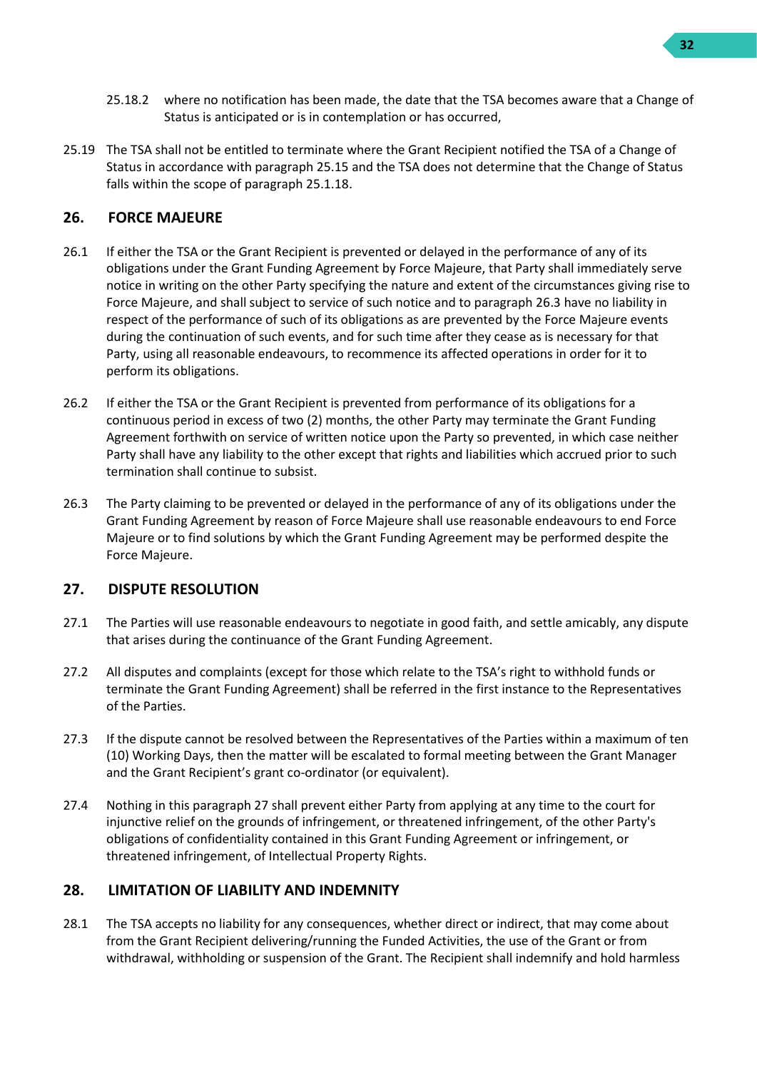25.18.2 where no notification has been made, the date that the TSA becomes aware that a Change of Status is anticipated or is in contemplation or has occurred,

25.19 The TSA shall not be entitled to terminate where the Grant Recipient notified the TSA of a Change of Status in accordance with paragraph 25.15 and the TSA does not determine that the Change of Status falls within the scope of paragraph 25.1.18.

## 26. FORCE MAJEURE

26.1 If either the TSA or the Grant Recipient is prevented or delayed in the performance of any of its obligations under the Grant Funding Agreement by Force Majeure, that Party shall immediately serve notice in writing on the other Party specifying the nature and extent of the circumstances giving rise to Force Majeure, and shall subject to service of such notice and to paragraph 26.3 have no liability in respect of the performance of such of its obligations as are prevented by the Force Majeure events during the continuation of such events, and for such time after they cease as is necessary for that Party, using all reasonable endeavours, to recommence its affected operations in order for it to perform its obligations.

26.2 If either the TSA or the Grant Recipient is prevented from performance of its obligations for a continuous period in excess of two (2) months, the other Party may terminate the Grant Funding Agreement forthwith on service of written notice upon the Party so prevented, in which case neither Party shall have any liability to the other except that rights and liabilities which accrued prior to such termination shall continue to subsist.

26.3 The Party claiming to be prevented or delayed in the performance of any of its obligations under the Grant Funding Agreement by reason of Force Majeure shall use reasonable endeavours to end Force Majeure or to find solutions by which the Grant Funding Agreement may be performed despite the Force Majeure.

## 27. DISPUTE RESOLUTION

27.1 The Parties will use reasonable endeavours to negotiate in good faith, and settle amicably, any dispute that arises during the continuance of the Grant Funding Agreement.

27.2 All disputes and complaints (except for those which relate to the TSA's right to withhold funds or terminate the Grant Funding Agreement) shall be referred in the first instance to the Representatives of the Parties.

27.3 If the dispute cannot be resolved between the Representatives of the Parties within a maximum of ten (10) Working Days, then the matter will be escalated to formal meeting between the Grant Manager and the Grant Recipient's grant co-ordinator (or equivalent).

27.4 Nothing in this paragraph 27 shall prevent either Party from applying at any time to the court for injunctive relief on the grounds of infringement, or threatened infringement, of the other Party's obligations of confidentiality contained in this Grant Funding Agreement or infringement, or threatened infringement, of Intellectual Property Rights.

## 28. LIMITATION OF LIABILITY AND INDEMNITY

28.1 The TSA accepts no liability for any consequences, whether direct or indirect, that may come about from the Grant Recipient delivering/running the Funded Activities, the use of the Grant or from withdrawal, withholding or suspension of the Grant. The Recipient shall indemnify and hold harmless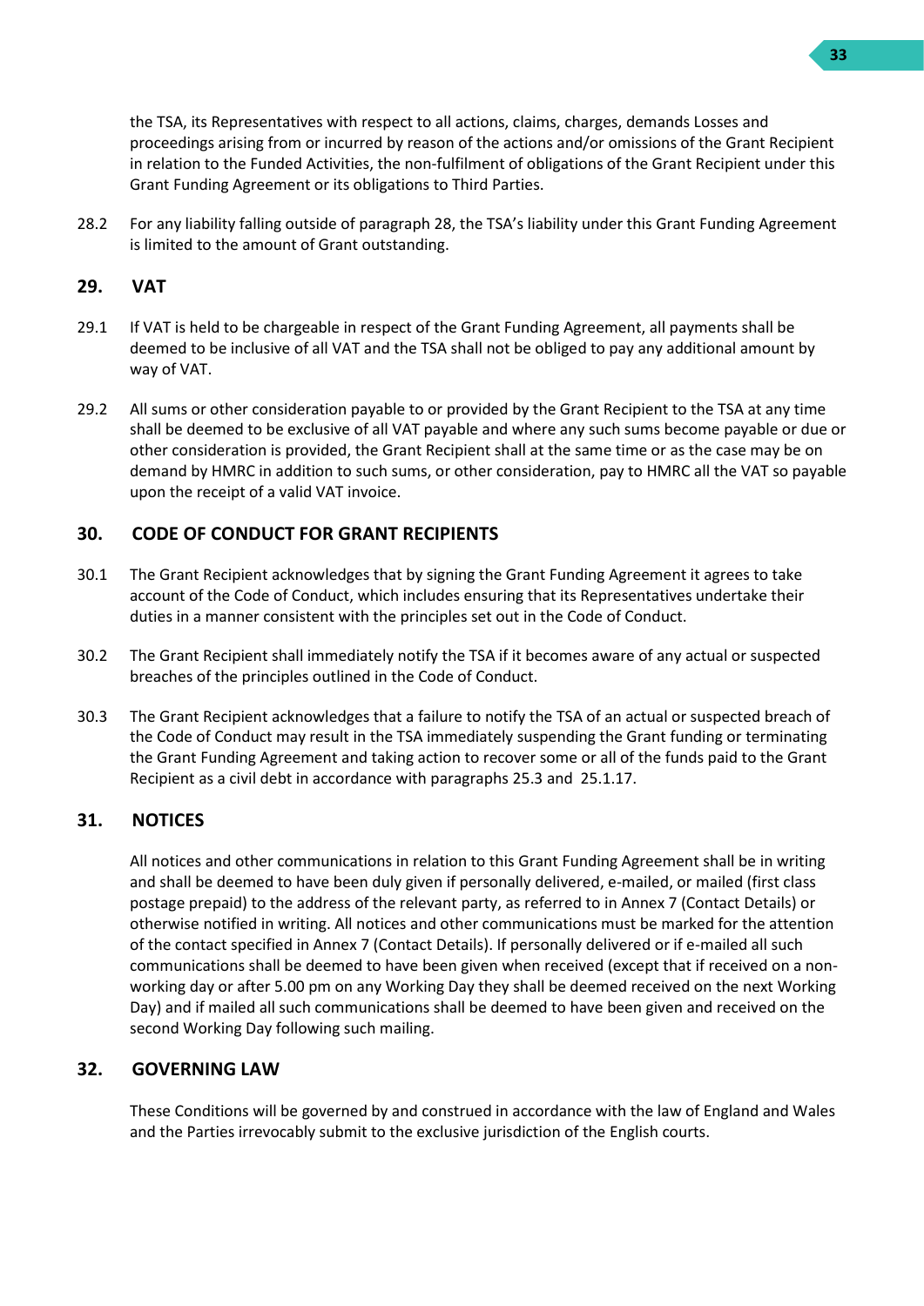the TSA, its Representatives with respect to all actions, claims, charges, demands Losses and proceedings arising from or incurred by reason of the actions and/or omissions of the Grant Recipient in relation to the Funded Activities, the non-fulfilment of obligations of the Grant Recipient under this Grant Funding Agreement or its obligations to Third Parties.

28.2 For any liability falling outside of paragraph 28, the TSA's liability under this Grant Funding Agreement is limited to the amount of Grant outstanding.

## 29. VAT

29.1 If VAT is held to be chargeable in respect of the Grant Funding Agreement, all payments shall be deemed to be inclusive of all VAT and the TSA shall not be obliged to pay any additional amount by way of VAT.

29.2 All sums or other consideration payable to or provided by the Grant Recipient to the TSA at any time shall be deemed to be exclusive of all VAT payable and where any such sums become payable or due or other consideration is provided, the Grant Recipient shall at the same time or as the case may be on demand by HMRC in addition to such sums, or other consideration, pay to HMRC all the VAT so payable upon the receipt of a valid VAT invoice.

## 30. CODE OF CONDUCT FOR GRANT RECIPIENTS

30.1 The Grant Recipient acknowledges that by signing the Grant Funding Agreement it agrees to take account of the Code of Conduct, which includes ensuring that its Representatives undertake their duties in a manner consistent with the principles set out in the Code of Conduct.

30.2 The Grant Recipient shall immediately notify the TSA if it becomes aware of any actual or suspected breaches of the principles outlined in the Code of Conduct.

30.3 The Grant Recipient acknowledges that a failure to notify the TSA of an actual or suspected breach of the Code of Conduct may result in the TSA immediately suspending the Grant funding or terminating the Grant Funding Agreement and taking action to recover some or all of the funds paid to the Grant Recipient as a civil debt in accordance with paragraphs 25.3 and 25.1.17.

## 31. NOTICES

All notices and other communications in relation to this Grant Funding Agreement shall be in writing and shall be deemed to have been duly given if personally delivered, e-mailed, or mailed (first class postage prepaid) to the address of the relevant party, as referred to in Annex 7 (Contact Details) or otherwise notified in writing. All notices and other communications must be marked for the attention of the contact specified in Annex 7 (Contact Details). If personally delivered or if e-mailed all such communications shall be deemed to have been given when received (except that if received on a non-working day or after 5.00 pm on any Working Day they shall be deemed received on the next Working Day) and if mailed all such communications shall be deemed to have been given and received on the second Working Day following such mailing.

## 32. GOVERNING LAW

These Conditions will be governed by and construed in accordance with the law of England and Wales and the Parties irrevocably submit to the exclusive jurisdiction of the English courts.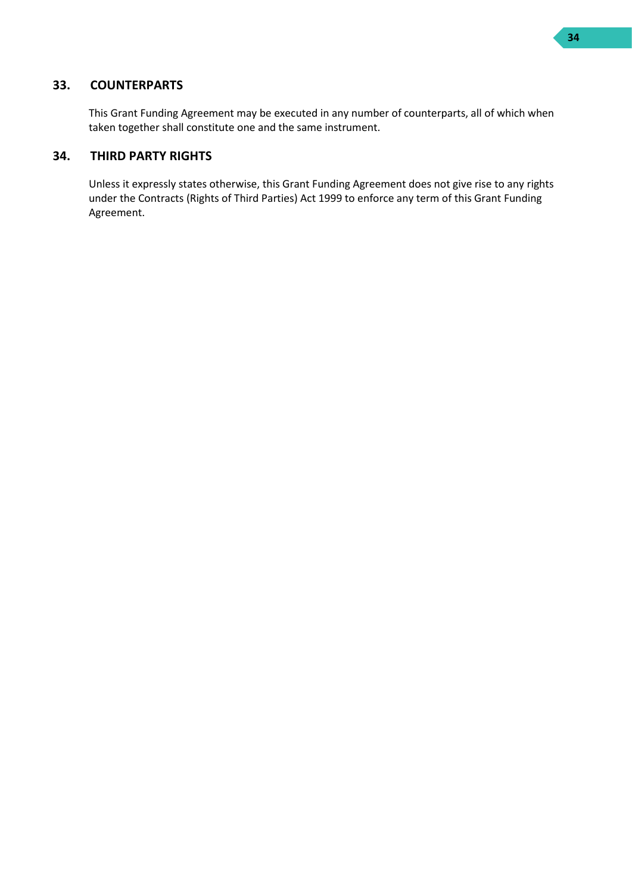## 33. COUNTERPARTS

This Grant Funding Agreement may be executed in any number of counterparts, all of which when taken together shall constitute one and the same instrument.

## 34. THIRD PARTY RIGHTS

Unless it expressly states otherwise, this Grant Funding Agreement does not give rise to any rights under the Contracts (Rights of Third Parties) Act 1999 to enforce any term of this Grant Funding Agreement.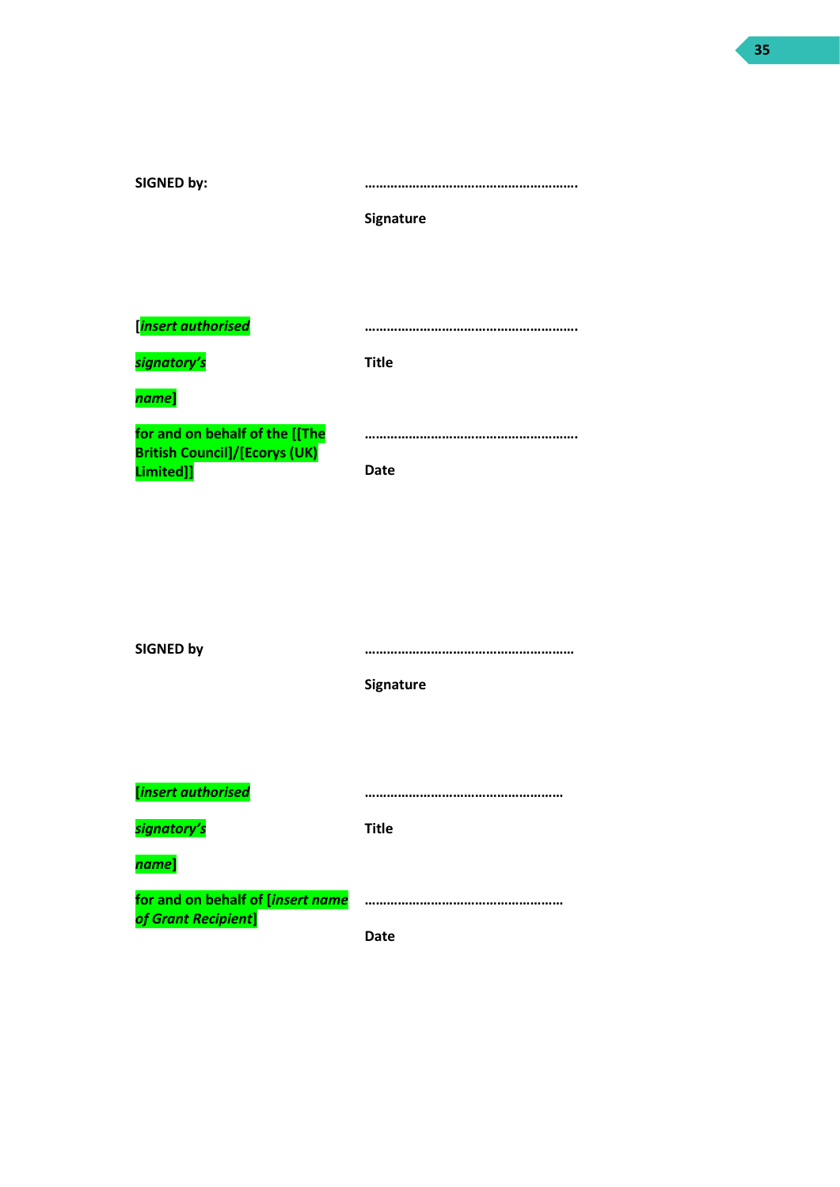**SIGNED by:** ……………………………………………………

**Signature**

[*insert authorised signatory's name*] ……………………………………………………

**Title**

**for and on behalf of the [[The British Council]/[Ecorys (UK) Limited]]** ……………………………………………………

**Date**

**SIGNED by** ……………………………………………………

**Signature**

[*insert authorised signatory's name*] ……………………………………………………

**Title**

**for and on behalf of [*insert name of Grant Recipient*]** ……………………………………………………

**Date**